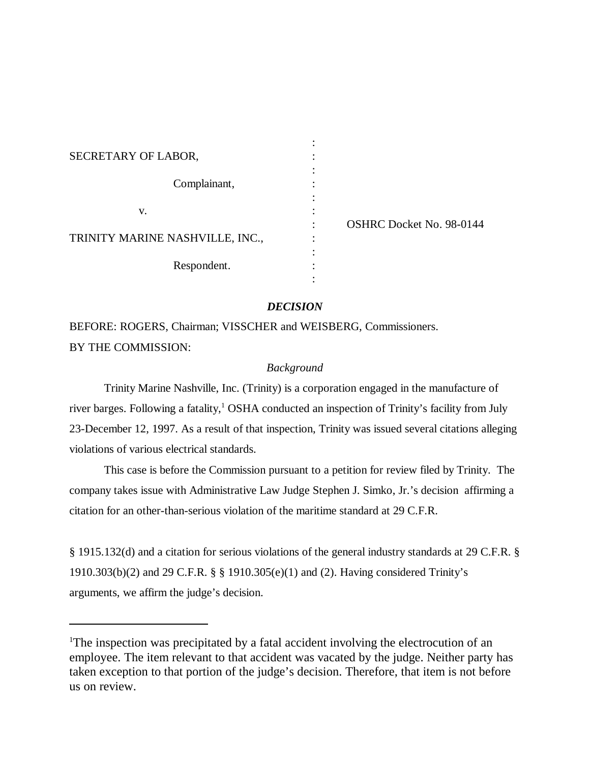SECRETARY OF LABOR,

Complainant,

v.

TRINITY MARINE NASHVILLE, INC.,

Respondent.

OSHRC Docket No. 98-0144

***DECISION***

BEFORE: ROGERS, Chairman; VISSCHER and WEISBERG, Commissioners.

BY THE COMMISSION:

*Background*

Trinity Marine Nashville, Inc. (Trinity) is a corporation engaged in the manufacture of river barges. Following a fatality,[1] OSHA conducted an inspection of Trinity's facility from July 23-December 12, 1997. As a result of that inspection, Trinity was issued several citations alleging violations of various electrical standards.

This case is before the Commission pursuant to a petition for review filed by Trinity. The company takes issue with Administrative Law Judge Stephen J. Simko, Jr.'s decision affirming a citation for an other-than-serious violation of the maritime standard at 29 C.F.R. § 1915.132(d) and a citation for serious violations of the general industry standards at 29 C.F.R. § 1910.303(b)(2) and 29 C.F.R. § § 1910.305(e)(1) and (2). Having considered Trinity's arguments, we affirm the judge's decision.

---

[1]The inspection was precipitated by a fatal accident involving the electrocution of an employee. The item relevant to that accident was vacated by the judge. Neither party has taken exception to that portion of the judge's decision. Therefore, that item is not before us on review.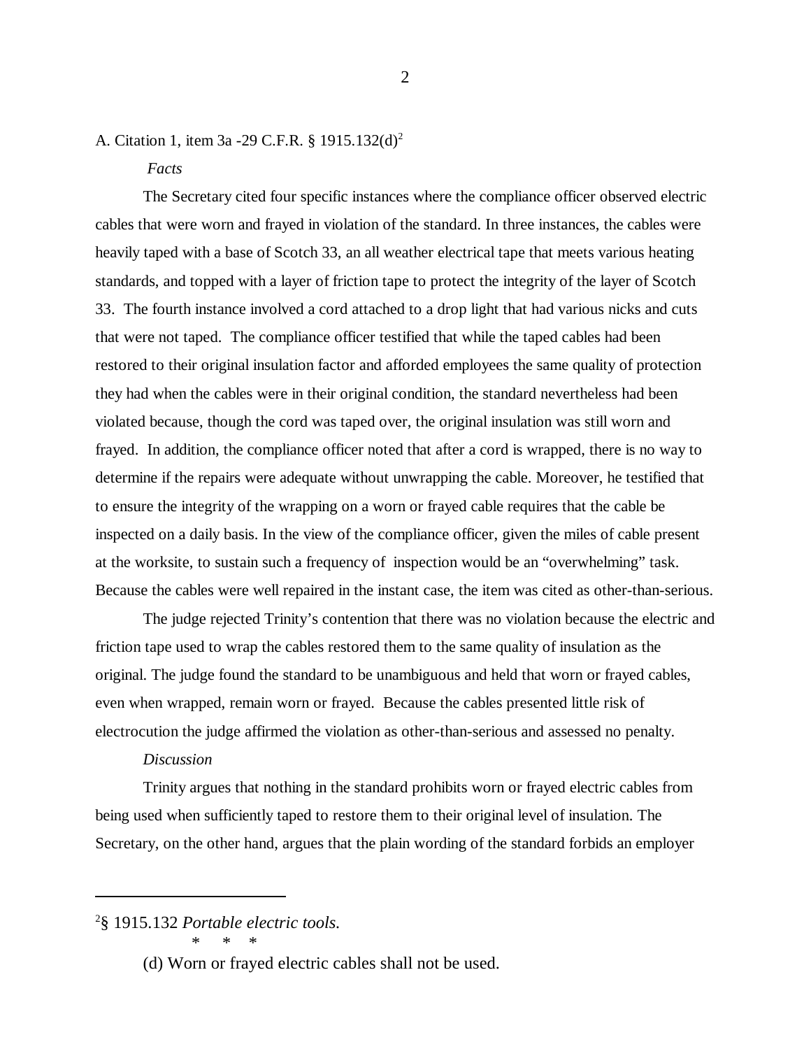A. Citation 1, item 3a -29 C.F.R. § 1915.132(d)[2]

*Facts*

The Secretary cited four specific instances where the compliance officer observed electric cables that were worn and frayed in violation of the standard. In three instances, the cables were heavily taped with a base of Scotch 33, an all weather electrical tape that meets various heating standards, and topped with a layer of friction tape to protect the integrity of the layer of Scotch 33. The fourth instance involved a cord attached to a drop light that had various nicks and cuts that were not taped. The compliance officer testified that while the taped cables had been restored to their original insulation factor and afforded employees the same quality of protection they had when the cables were in their original condition, the standard nevertheless had been violated because, though the cord was taped over, the original insulation was still worn and frayed. In addition, the compliance officer noted that after a cord is wrapped, there is no way to determine if the repairs were adequate without unwrapping the cable. Moreover, he testified that to ensure the integrity of the wrapping on a worn or frayed cable requires that the cable be inspected on a daily basis. In the view of the compliance officer, given the miles of cable present at the worksite, to sustain such a frequency of inspection would be an "overwhelming" task. Because the cables were well repaired in the instant case, the item was cited as other-than-serious.

The judge rejected Trinity's contention that there was no violation because the electric and friction tape used to wrap the cables restored them to the same quality of insulation as the original. The judge found the standard to be unambiguous and held that worn or frayed cables, even when wrapped, remain worn or frayed. Because the cables presented little risk of electrocution the judge affirmed the violation as other-than-serious and assessed no penalty.

*Discussion*

Trinity argues that nothing in the standard prohibits worn or frayed electric cables from being used when sufficiently taped to restore them to their original level of insulation. The Secretary, on the other hand, argues that the plain wording of the standard forbids an employer

---

[2] § 1915.132 *Portable electric tools.*

\* \* \*

(d) Worn or frayed electric cables shall not be used.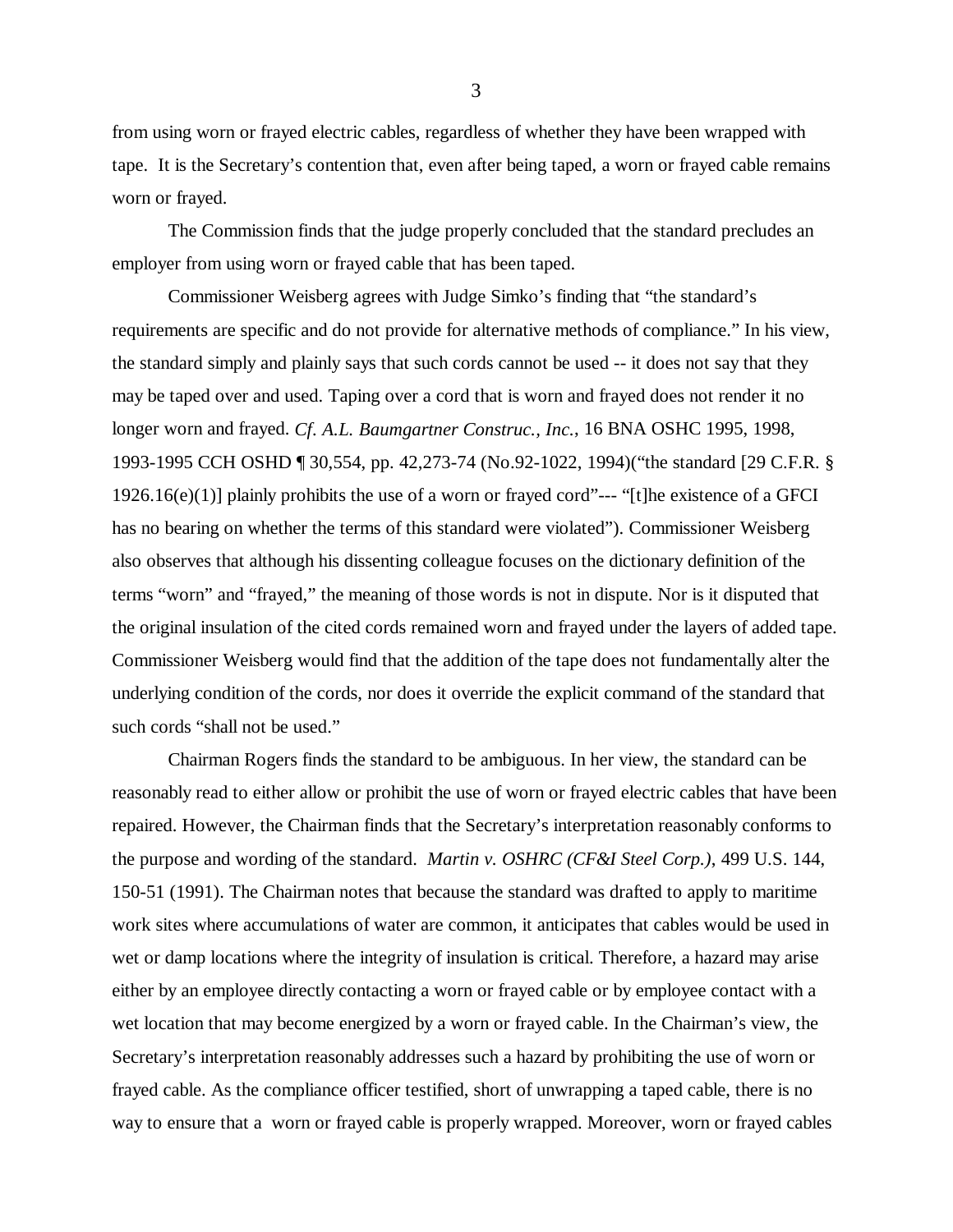from using worn or frayed electric cables, regardless of whether they have been wrapped with tape. It is the Secretary's contention that, even after being taped, a worn or frayed cable remains worn or frayed.

The Commission finds that the judge properly concluded that the standard precludes an employer from using worn or frayed cable that has been taped.

Commissioner Weisberg agrees with Judge Simko's finding that "the standard's requirements are specific and do not provide for alternative methods of compliance." In his view, the standard simply and plainly says that such cords cannot be used -- it does not say that they may be taped over and used. Taping over a cord that is worn and frayed does not render it no longer worn and frayed. *Cf. A.L. Baumgartner Construc., Inc.*, 16 BNA OSHC 1995, 1998, 1993-1995 CCH OSHD ¶ 30,554, pp. 42,273-74 (No.92-1022, 1994)("the standard [29 C.F.R. § 1926.16(e)(1)] plainly prohibits the use of a worn or frayed cord"--- "[t]he existence of a GFCI has no bearing on whether the terms of this standard were violated"). Commissioner Weisberg also observes that although his dissenting colleague focuses on the dictionary definition of the terms "worn" and "frayed," the meaning of those words is not in dispute. Nor is it disputed that the original insulation of the cited cords remained worn and frayed under the layers of added tape. Commissioner Weisberg would find that the addition of the tape does not fundamentally alter the underlying condition of the cords, nor does it override the explicit command of the standard that such cords "shall not be used."

Chairman Rogers finds the standard to be ambiguous. In her view, the standard can be reasonably read to either allow or prohibit the use of worn or frayed electric cables that have been repaired. However, the Chairman finds that the Secretary's interpretation reasonably conforms to the purpose and wording of the standard. *Martin v. OSHRC (CF&I Steel Corp.)*, 499 U.S. 144, 150-51 (1991). The Chairman notes that because the standard was drafted to apply to maritime work sites where accumulations of water are common, it anticipates that cables would be used in wet or damp locations where the integrity of insulation is critical. Therefore, a hazard may arise either by an employee directly contacting a worn or frayed cable or by employee contact with a wet location that may become energized by a worn or frayed cable. In the Chairman's view, the Secretary's interpretation reasonably addresses such a hazard by prohibiting the use of worn or frayed cable. As the compliance officer testified, short of unwrapping a taped cable, there is no way to ensure that a worn or frayed cable is properly wrapped. Moreover, worn or frayed cables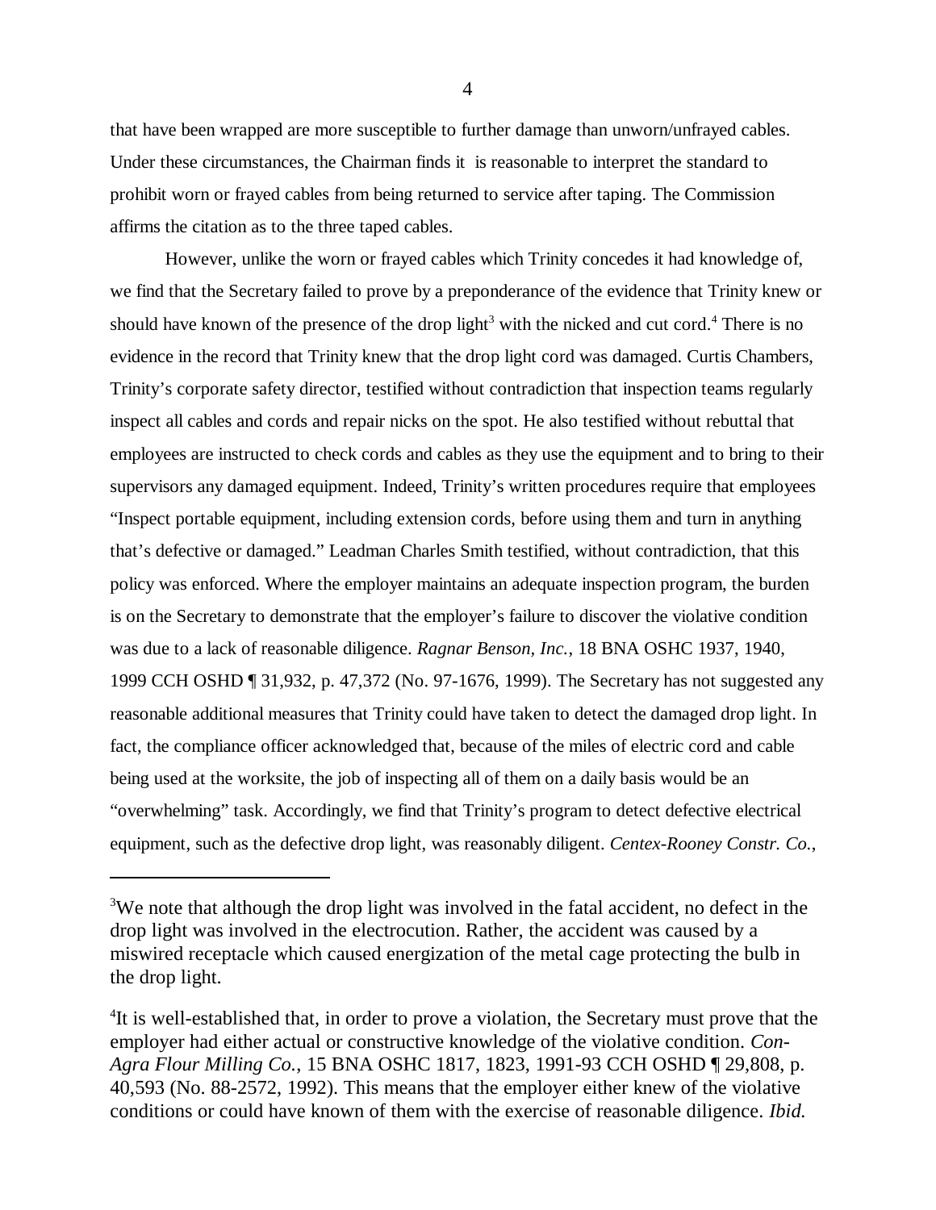that have been wrapped are more susceptible to further damage than unworn/unfrayed cables. Under these circumstances, the Chairman finds it is reasonable to interpret the standard to prohibit worn or frayed cables from being returned to service after taping. The Commission affirms the citation as to the three taped cables.

However, unlike the worn or frayed cables which Trinity concedes it had knowledge of, we find that the Secretary failed to prove by a preponderance of the evidence that Trinity knew or should have known of the presence of the drop light[3] with the nicked and cut cord.[4] There is no evidence in the record that Trinity knew that the drop light cord was damaged. Curtis Chambers, Trinity's corporate safety director, testified without contradiction that inspection teams regularly inspect all cables and cords and repair nicks on the spot. He also testified without rebuttal that employees are instructed to check cords and cables as they use the equipment and to bring to their supervisors any damaged equipment. Indeed, Trinity's written procedures require that employees "Inspect portable equipment, including extension cords, before using them and turn in anything that's defective or damaged." Leadman Charles Smith testified, without contradiction, that this policy was enforced. Where the employer maintains an adequate inspection program, the burden is on the Secretary to demonstrate that the employer's failure to discover the violative condition was due to a lack of reasonable diligence. *Ragnar Benson, Inc.*, 18 BNA OSHC 1937, 1940, 1999 CCH OSHD ¶ 31,932, p. 47,372 (No. 97-1676, 1999). The Secretary has not suggested any reasonable additional measures that Trinity could have taken to detect the damaged drop light. In fact, the compliance officer acknowledged that, because of the miles of electric cord and cable being used at the worksite, the job of inspecting all of them on a daily basis would be an "overwhelming" task. Accordingly, we find that Trinity's program to detect defective electrical equipment, such as the defective drop light, was reasonably diligent. *Centex-Rooney Constr. Co.*,

---

[3]We note that although the drop light was involved in the fatal accident, no defect in the drop light was involved in the electrocution. Rather, the accident was caused by a miswired receptacle which caused energization of the metal cage protecting the bulb in the drop light.

[4]It is well-established that, in order to prove a violation, the Secretary must prove that the employer had either actual or constructive knowledge of the violative condition. *Con-Agra Flour Milling Co.*, 15 BNA OSHC 1817, 1823, 1991-93 CCH OSHD ¶ 29,808, p. 40,593 (No. 88-2572, 1992). This means that the employer either knew of the violative conditions or could have known of them with the exercise of reasonable diligence. *Ibid.*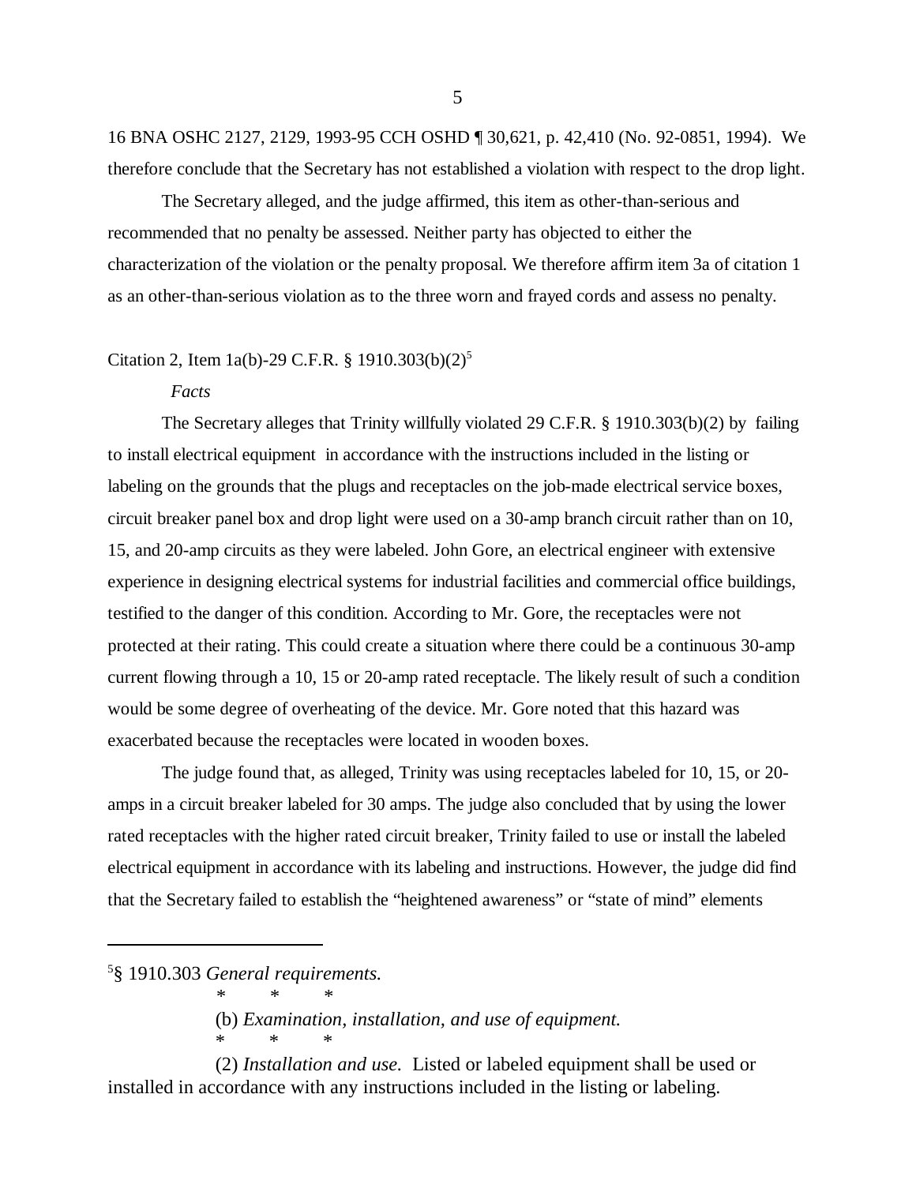16 BNA OSHC 2127, 2129, 1993-95 CCH OSHD ¶ 30,621, p. 42,410 (No. 92-0851, 1994). We therefore conclude that the Secretary has not established a violation with respect to the drop light.

The Secretary alleged, and the judge affirmed, this item as other-than-serious and recommended that no penalty be assessed. Neither party has objected to either the characterization of the violation or the penalty proposal. We therefore affirm item 3a of citation 1 as an other-than-serious violation as to the three worn and frayed cords and assess no penalty.

Citation 2, Item 1a(b)-29 C.F.R. § 1910.303(b)(2)[5]

*Facts*

The Secretary alleges that Trinity willfully violated 29 C.F.R. § 1910.303(b)(2) by failing to install electrical equipment in accordance with the instructions included in the listing or labeling on the grounds that the plugs and receptacles on the job-made electrical service boxes, circuit breaker panel box and drop light were used on a 30-amp branch circuit rather than on 10, 15, and 20-amp circuits as they were labeled. John Gore, an electrical engineer with extensive experience in designing electrical systems for industrial facilities and commercial office buildings, testified to the danger of this condition. According to Mr. Gore, the receptacles were not protected at their rating. This could create a situation where there could be a continuous 30-amp current flowing through a 10, 15 or 20-amp rated receptacle. The likely result of such a condition would be some degree of overheating of the device. Mr. Gore noted that this hazard was exacerbated because the receptacles were located in wooden boxes.

The judge found that, as alleged, Trinity was using receptacles labeled for 10, 15, or 20-amps in a circuit breaker labeled for 30 amps. The judge also concluded that by using the lower rated receptacles with the higher rated circuit breaker, Trinity failed to use or install the labeled electrical equipment in accordance with its labeling and instructions. However, the judge did find that the Secretary failed to establish the "heightened awareness" or "state of mind" elements

---

[5]§ 1910.303 *General requirements.*

\* \* \*

(b) *Examination, installation, and use of equipment.*

\* \* \*

(2) *Installation and use.* Listed or labeled equipment shall be used or installed in accordance with any instructions included in the listing or labeling.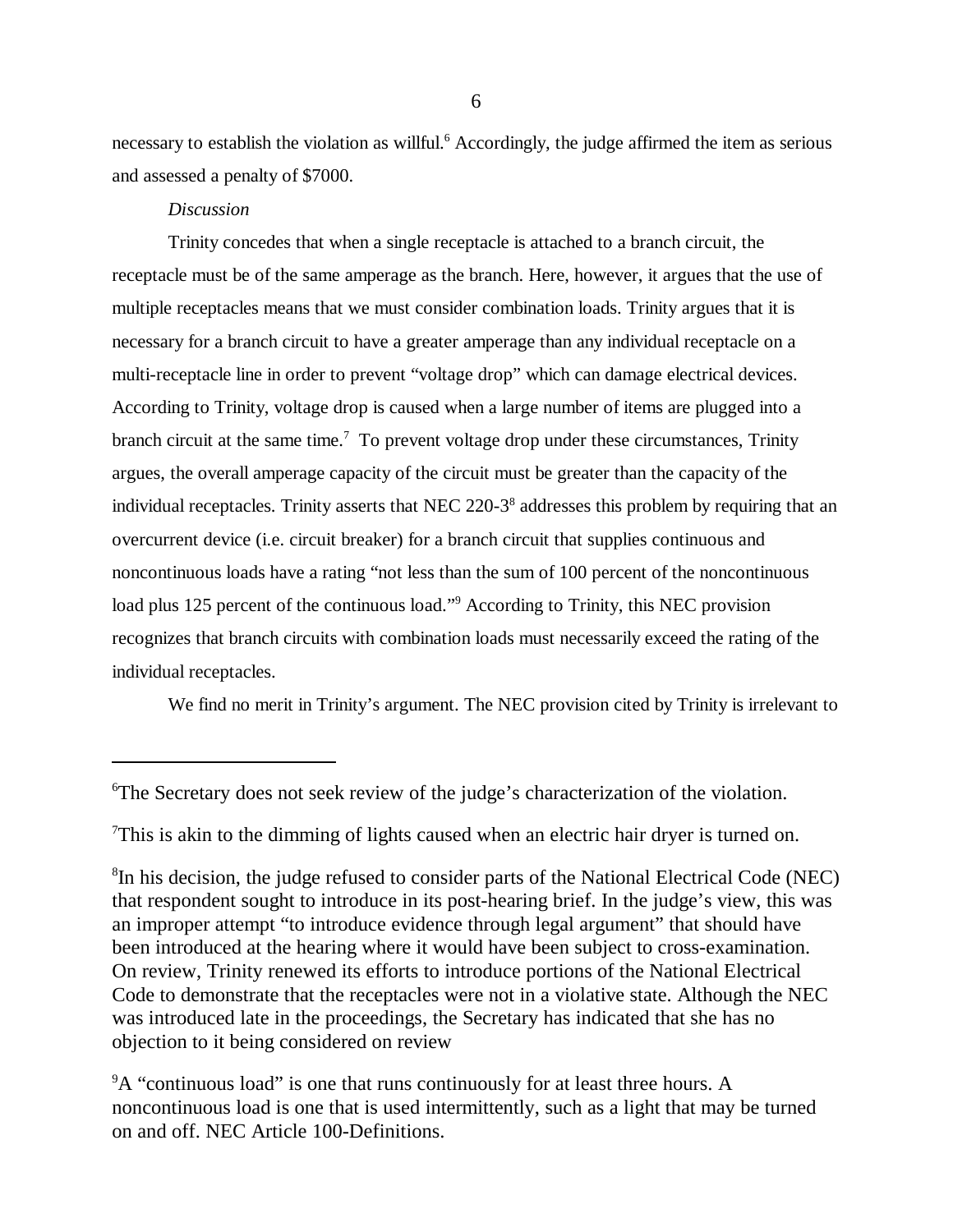necessary to establish the violation as willful.[6] Accordingly, the judge affirmed the item as serious and assessed a penalty of $7000.

*Discussion*

Trinity concedes that when a single receptacle is attached to a branch circuit, the receptacle must be of the same amperage as the branch. Here, however, it argues that the use of multiple receptacles means that we must consider combination loads. Trinity argues that it is necessary for a branch circuit to have a greater amperage than any individual receptacle on a multi-receptacle line in order to prevent "voltage drop" which can damage electrical devices. According to Trinity, voltage drop is caused when a large number of items are plugged into a branch circuit at the same time.[7] To prevent voltage drop under these circumstances, Trinity argues, the overall amperage capacity of the circuit must be greater than the capacity of the individual receptacles. Trinity asserts that NEC 220-3[8] addresses this problem by requiring that an overcurrent device (i.e. circuit breaker) for a branch circuit that supplies continuous and noncontinuous loads have a rating "not less than the sum of 100 percent of the noncontinuous load plus 125 percent of the continuous load."[9] According to Trinity, this NEC provision recognizes that branch circuits with combination loads must necessarily exceed the rating of the individual receptacles.

We find no merit in Trinity's argument. The NEC provision cited by Trinity is irrelevant to

---

[6] The Secretary does not seek review of the judge's characterization of the violation.

[7] This is akin to the dimming of lights caused when an electric hair dryer is turned on.

[8] In his decision, the judge refused to consider parts of the National Electrical Code (NEC) that respondent sought to introduce in its post-hearing brief. In the judge's view, this was an improper attempt "to introduce evidence through legal argument" that should have been introduced at the hearing where it would have been subject to cross-examination. On review, Trinity renewed its efforts to introduce portions of the National Electrical Code to demonstrate that the receptacles were not in a violative state. Although the NEC was introduced late in the proceedings, the Secretary has indicated that she has no objection to it being considered on review

[9] A "continuous load" is one that runs continuously for at least three hours. A noncontinuous load is one that is used intermittently, such as a light that may be turned on and off. NEC Article 100-Definitions.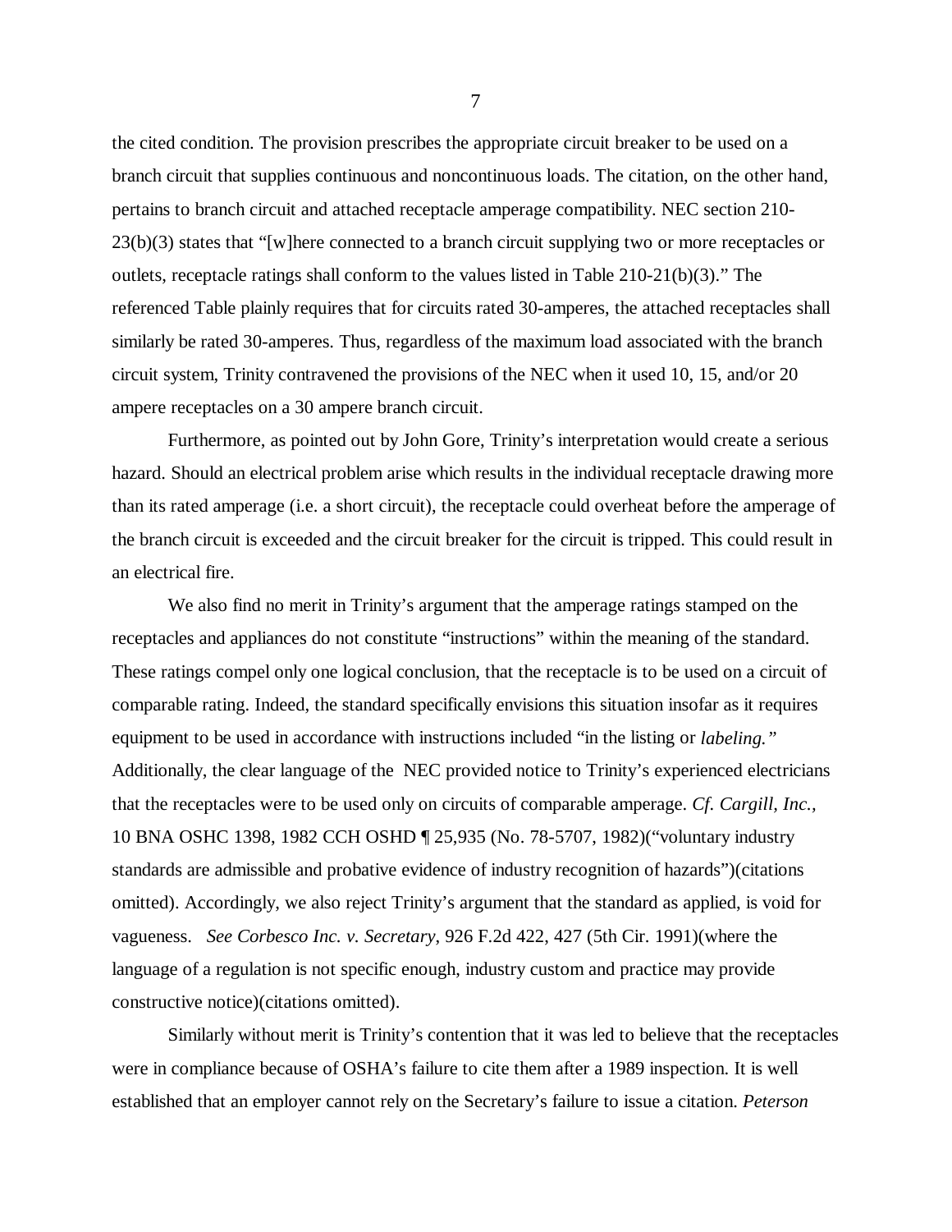the cited condition. The provision prescribes the appropriate circuit breaker to be used on a branch circuit that supplies continuous and noncontinuous loads. The citation, on the other hand, pertains to branch circuit and attached receptacle amperage compatibility. NEC section 210-23(b)(3) states that "[w]here connected to a branch circuit supplying two or more receptacles or outlets, receptacle ratings shall conform to the values listed in Table 210-21(b)(3)." The referenced Table plainly requires that for circuits rated 30-amperes, the attached receptacles shall similarly be rated 30-amperes. Thus, regardless of the maximum load associated with the branch circuit system, Trinity contravened the provisions of the NEC when it used 10, 15, and/or 20 ampere receptacles on a 30 ampere branch circuit.

Furthermore, as pointed out by John Gore, Trinity's interpretation would create a serious hazard. Should an electrical problem arise which results in the individual receptacle drawing more than its rated amperage (i.e. a short circuit), the receptacle could overheat before the amperage of the branch circuit is exceeded and the circuit breaker for the circuit is tripped. This could result in an electrical fire.

We also find no merit in Trinity's argument that the amperage ratings stamped on the receptacles and appliances do not constitute "instructions" within the meaning of the standard. These ratings compel only one logical conclusion, that the receptacle is to be used on a circuit of comparable rating. Indeed, the standard specifically envisions this situation insofar as it requires equipment to be used in accordance with instructions included "in the listing or *labeling."* Additionally, the clear language of the NEC provided notice to Trinity's experienced electricians that the receptacles were to be used only on circuits of comparable amperage. *Cf. Cargill, Inc.*, 10 BNA OSHC 1398, 1982 CCH OSHD ¶ 25,935 (No. 78-5707, 1982)("voluntary industry standards are admissible and probative evidence of industry recognition of hazards")(citations omitted). Accordingly, we also reject Trinity's argument that the standard as applied, is void for vagueness. *See Corbesco Inc. v. Secretary*, 926 F.2d 422, 427 (5th Cir. 1991)(where the language of a regulation is not specific enough, industry custom and practice may provide constructive notice)(citations omitted).

Similarly without merit is Trinity's contention that it was led to believe that the receptacles were in compliance because of OSHA's failure to cite them after a 1989 inspection. It is well established that an employer cannot rely on the Secretary's failure to issue a citation. *Peterson*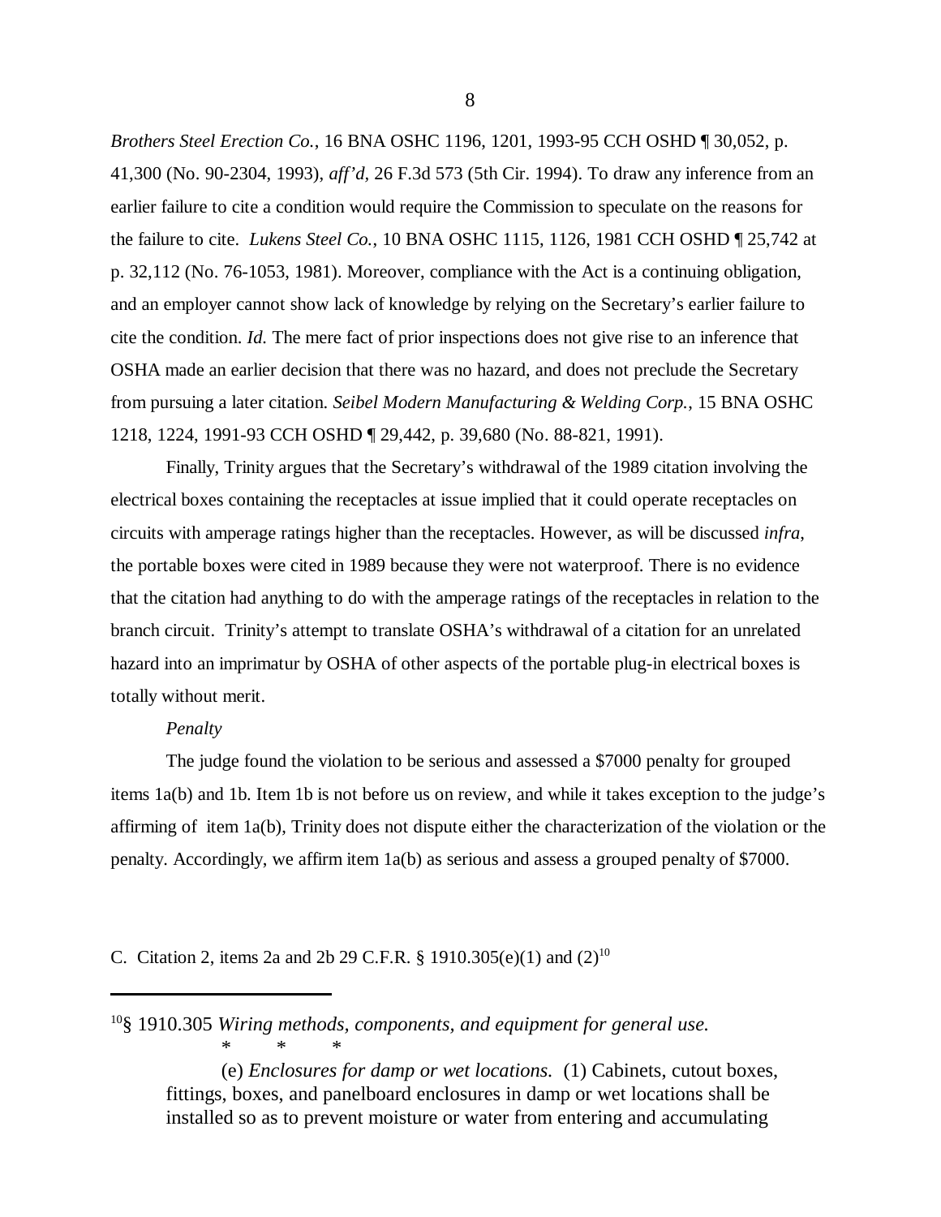*Brothers Steel Erection Co.*, 16 BNA OSHC 1196, 1201, 1993-95 CCH OSHD ¶ 30,052, p. 41,300 (No. 90-2304, 1993), *aff'd*, 26 F.3d 573 (5th Cir. 1994). To draw any inference from an earlier failure to cite a condition would require the Commission to speculate on the reasons for the failure to cite. *Lukens Steel Co.*, 10 BNA OSHC 1115, 1126, 1981 CCH OSHD ¶ 25,742 at p. 32,112 (No. 76-1053, 1981). Moreover, compliance with the Act is a continuing obligation, and an employer cannot show lack of knowledge by relying on the Secretary's earlier failure to cite the condition. *Id.* The mere fact of prior inspections does not give rise to an inference that OSHA made an earlier decision that there was no hazard, and does not preclude the Secretary from pursuing a later citation. *Seibel Modern Manufacturing & Welding Corp.*, 15 BNA OSHC 1218, 1224, 1991-93 CCH OSHD ¶ 29,442, p. 39,680 (No. 88-821, 1991).

Finally, Trinity argues that the Secretary's withdrawal of the 1989 citation involving the electrical boxes containing the receptacles at issue implied that it could operate receptacles on circuits with amperage ratings higher than the receptacles. However, as will be discussed *infra*, the portable boxes were cited in 1989 because they were not waterproof. There is no evidence that the citation had anything to do with the amperage ratings of the receptacles in relation to the branch circuit. Trinity's attempt to translate OSHA's withdrawal of a citation for an unrelated hazard into an imprimatur by OSHA of other aspects of the portable plug-in electrical boxes is totally without merit.

*Penalty*

The judge found the violation to be serious and assessed a $7000 penalty for grouped items 1a(b) and 1b. Item 1b is not before us on review, and while it takes exception to the judge's affirming of item 1a(b), Trinity does not dispute either the characterization of the violation or the penalty. Accordingly, we affirm item 1a(b) as serious and assess a grouped penalty of $7000.

C. Citation 2, items 2a and 2b 29 C.F.R. § 1910.305(e)(1) and (2)[10]

---

[10]§ 1910.305 *Wiring methods, components, and equipment for general use.*

\* \* \*

(e) *Enclosures for damp or wet locations.* (1) Cabinets, cutout boxes, fittings, boxes, and panelboard enclosures in damp or wet locations shall be installed so as to prevent moisture or water from entering and accumulating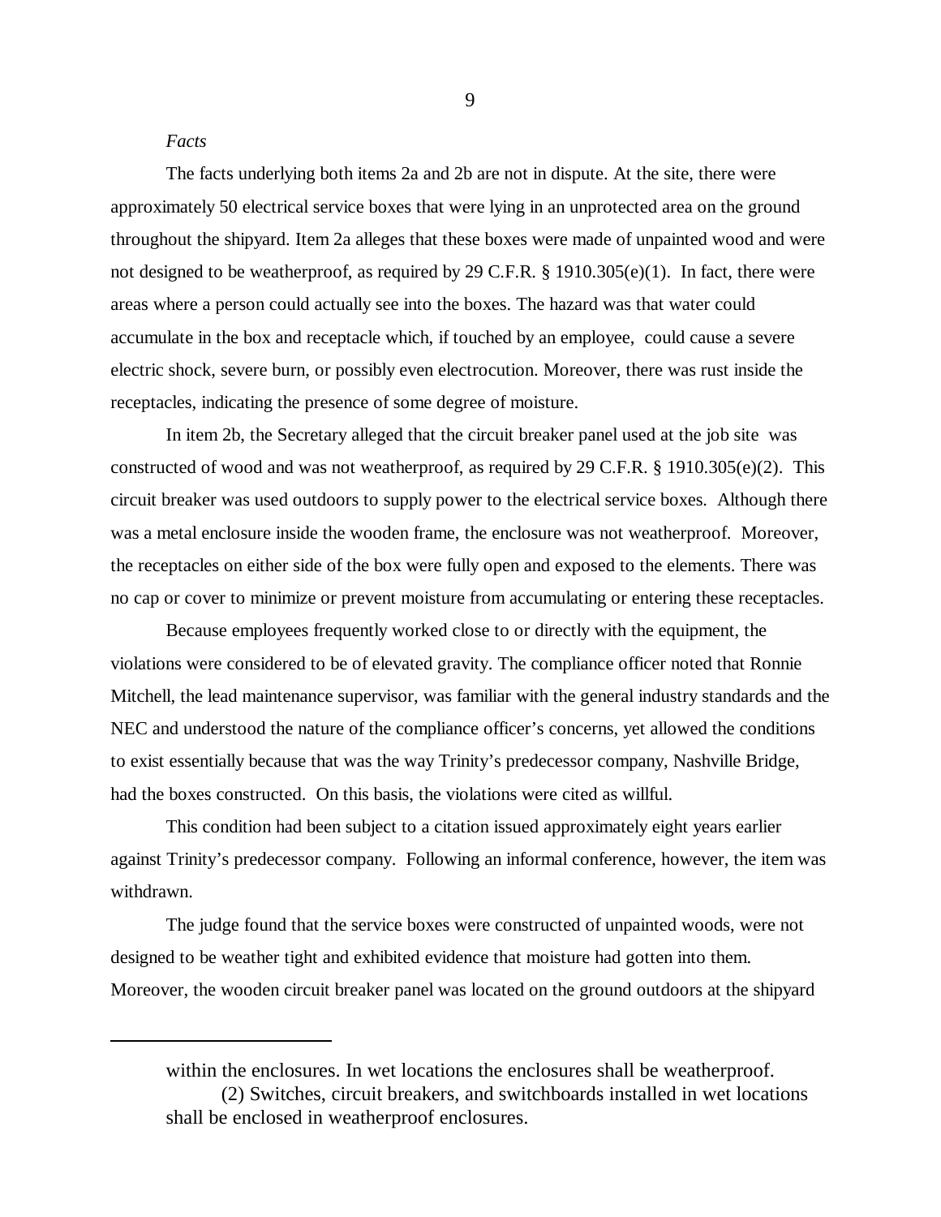*Facts*

The facts underlying both items 2a and 2b are not in dispute. At the site, there were approximately 50 electrical service boxes that were lying in an unprotected area on the ground throughout the shipyard. Item 2a alleges that these boxes were made of unpainted wood and were not designed to be weatherproof, as required by 29 C.F.R. § 1910.305(e)(1). In fact, there were areas where a person could actually see into the boxes. The hazard was that water could accumulate in the box and receptacle which, if touched by an employee, could cause a severe electric shock, severe burn, or possibly even electrocution. Moreover, there was rust inside the receptacles, indicating the presence of some degree of moisture.

In item 2b, the Secretary alleged that the circuit breaker panel used at the job site was constructed of wood and was not weatherproof, as required by 29 C.F.R. § 1910.305(e)(2). This circuit breaker was used outdoors to supply power to the electrical service boxes. Although there was a metal enclosure inside the wooden frame, the enclosure was not weatherproof. Moreover, the receptacles on either side of the box were fully open and exposed to the elements. There was no cap or cover to minimize or prevent moisture from accumulating or entering these receptacles.

Because employees frequently worked close to or directly with the equipment, the violations were considered to be of elevated gravity. The compliance officer noted that Ronnie Mitchell, the lead maintenance supervisor, was familiar with the general industry standards and the NEC and understood the nature of the compliance officer's concerns, yet allowed the conditions to exist essentially because that was the way Trinity's predecessor company, Nashville Bridge, had the boxes constructed. On this basis, the violations were cited as willful.

This condition had been subject to a citation issued approximately eight years earlier against Trinity's predecessor company. Following an informal conference, however, the item was withdrawn.

The judge found that the service boxes were constructed of unpainted woods, were not designed to be weather tight and exhibited evidence that moisture had gotten into them. Moreover, the wooden circuit breaker panel was located on the ground outdoors at the shipyard

---

within the enclosures. In wet locations the enclosures shall be weatherproof.

(2) Switches, circuit breakers, and switchboards installed in wet locations shall be enclosed in weatherproof enclosures.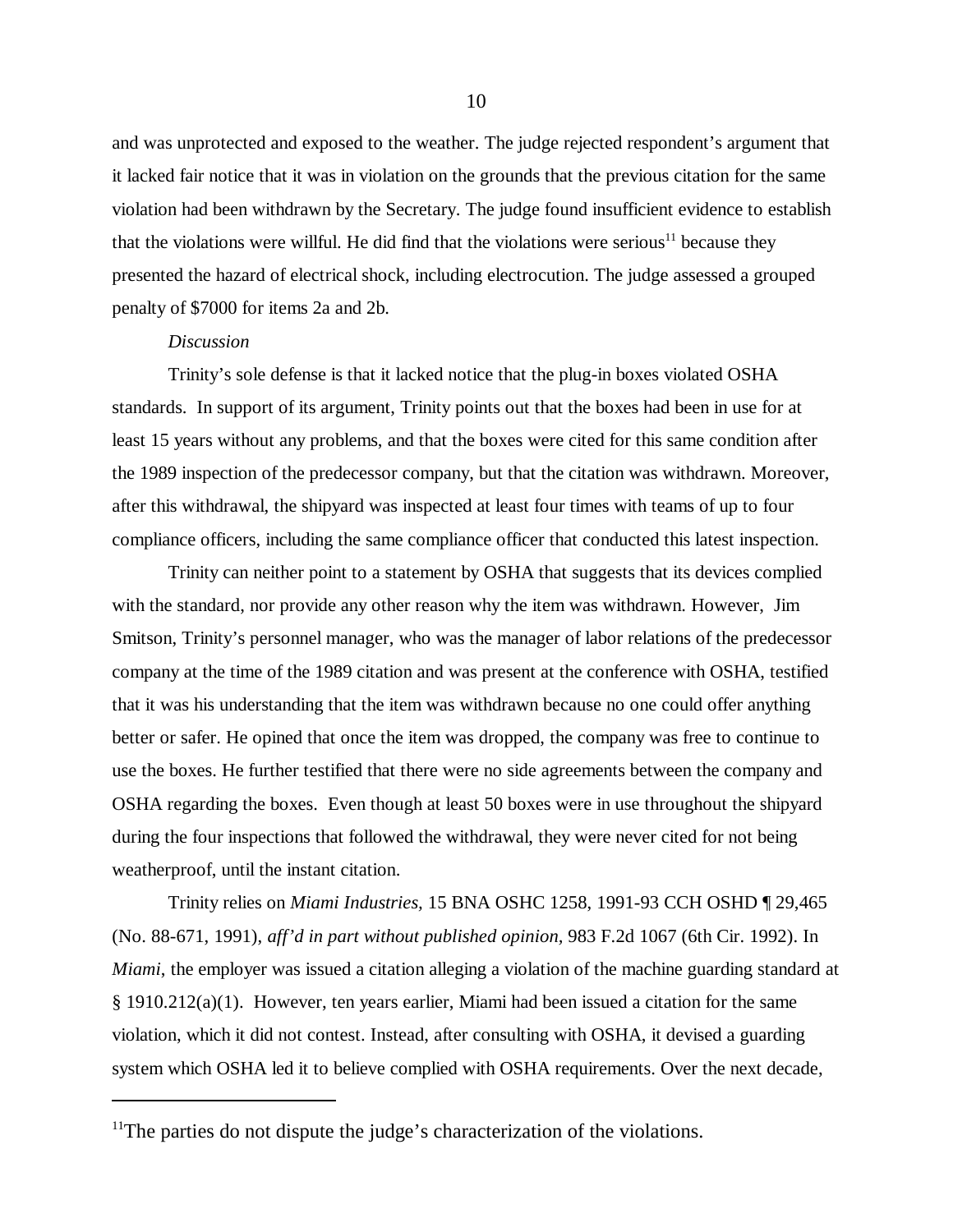and was unprotected and exposed to the weather. The judge rejected respondent's argument that it lacked fair notice that it was in violation on the grounds that the previous citation for the same violation had been withdrawn by the Secretary. The judge found insufficient evidence to establish that the violations were willful. He did find that the violations were serious[11] because they presented the hazard of electrical shock, including electrocution. The judge assessed a grouped penalty of $7000 for items 2a and 2b.

*Discussion*

Trinity's sole defense is that it lacked notice that the plug-in boxes violated OSHA standards. In support of its argument, Trinity points out that the boxes had been in use for at least 15 years without any problems, and that the boxes were cited for this same condition after the 1989 inspection of the predecessor company, but that the citation was withdrawn. Moreover, after this withdrawal, the shipyard was inspected at least four times with teams of up to four compliance officers, including the same compliance officer that conducted this latest inspection.

Trinity can neither point to a statement by OSHA that suggests that its devices complied with the standard, nor provide any other reason why the item was withdrawn. However, Jim Smitson, Trinity's personnel manager, who was the manager of labor relations of the predecessor company at the time of the 1989 citation and was present at the conference with OSHA, testified that it was his understanding that the item was withdrawn because no one could offer anything better or safer. He opined that once the item was dropped, the company was free to continue to use the boxes. He further testified that there were no side agreements between the company and OSHA regarding the boxes. Even though at least 50 boxes were in use throughout the shipyard during the four inspections that followed the withdrawal, they were never cited for not being weatherproof, until the instant citation.

Trinity relies on *Miami Industries,* 15 BNA OSHC 1258, 1991-93 CCH OSHD ¶ 29,465 (No. 88-671, 1991), *aff'd in part without published opinion*, 983 F.2d 1067 (6th Cir. 1992). In *Miami*, the employer was issued a citation alleging a violation of the machine guarding standard at § 1910.212(a)(1). However, ten years earlier, Miami had been issued a citation for the same violation, which it did not contest. Instead, after consulting with OSHA, it devised a guarding system which OSHA led it to believe complied with OSHA requirements. Over the next decade,

---

[11] The parties do not dispute the judge's characterization of the violations.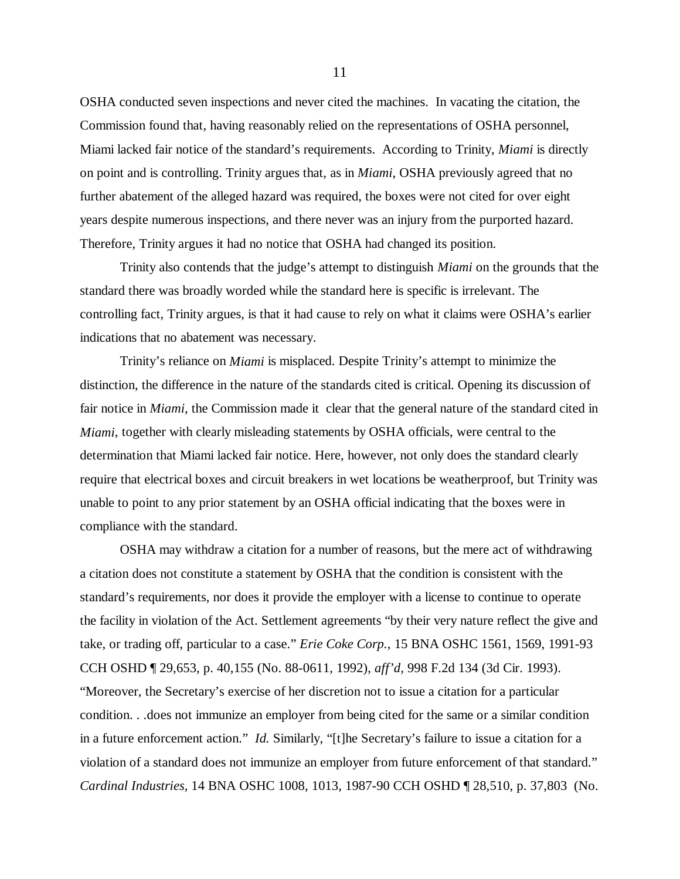OSHA conducted seven inspections and never cited the machines. In vacating the citation, the Commission found that, having reasonably relied on the representations of OSHA personnel, Miami lacked fair notice of the standard's requirements. According to Trinity, *Miami* is directly on point and is controlling. Trinity argues that, as in *Miami*, OSHA previously agreed that no further abatement of the alleged hazard was required, the boxes were not cited for over eight years despite numerous inspections, and there never was an injury from the purported hazard. Therefore, Trinity argues it had no notice that OSHA had changed its position.

Trinity also contends that the judge's attempt to distinguish *Miami* on the grounds that the standard there was broadly worded while the standard here is specific is irrelevant. The controlling fact, Trinity argues, is that it had cause to rely on what it claims were OSHA's earlier indications that no abatement was necessary.

Trinity's reliance on *Miami* is misplaced. Despite Trinity's attempt to minimize the distinction, the difference in the nature of the standards cited is critical. Opening its discussion of fair notice in *Miami,* the Commission made it clear that the general nature of the standard cited in *Miami*, together with clearly misleading statements by OSHA officials, were central to the determination that Miami lacked fair notice. Here, however, not only does the standard clearly require that electrical boxes and circuit breakers in wet locations be weatherproof, but Trinity was unable to point to any prior statement by an OSHA official indicating that the boxes were in compliance with the standard.

OSHA may withdraw a citation for a number of reasons, but the mere act of withdrawing a citation does not constitute a statement by OSHA that the condition is consistent with the standard's requirements, nor does it provide the employer with a license to continue to operate the facility in violation of the Act. Settlement agreements "by their very nature reflect the give and take, or trading off, particular to a case." *Erie Coke Corp.*, 15 BNA OSHC 1561, 1569, 1991-93 CCH OSHD ¶ 29,653, p. 40,155 (No. 88-0611, 1992), *aff'd*, 998 F.2d 134 (3d Cir. 1993). "Moreover, the Secretary's exercise of her discretion not to issue a citation for a particular condition. . .does not immunize an employer from being cited for the same or a similar condition in a future enforcement action." *Id.* Similarly, "[t]he Secretary's failure to issue a citation for a violation of a standard does not immunize an employer from future enforcement of that standard." *Cardinal Industries*, 14 BNA OSHC 1008, 1013, 1987-90 CCH OSHD ¶ 28,510, p. 37,803 (No.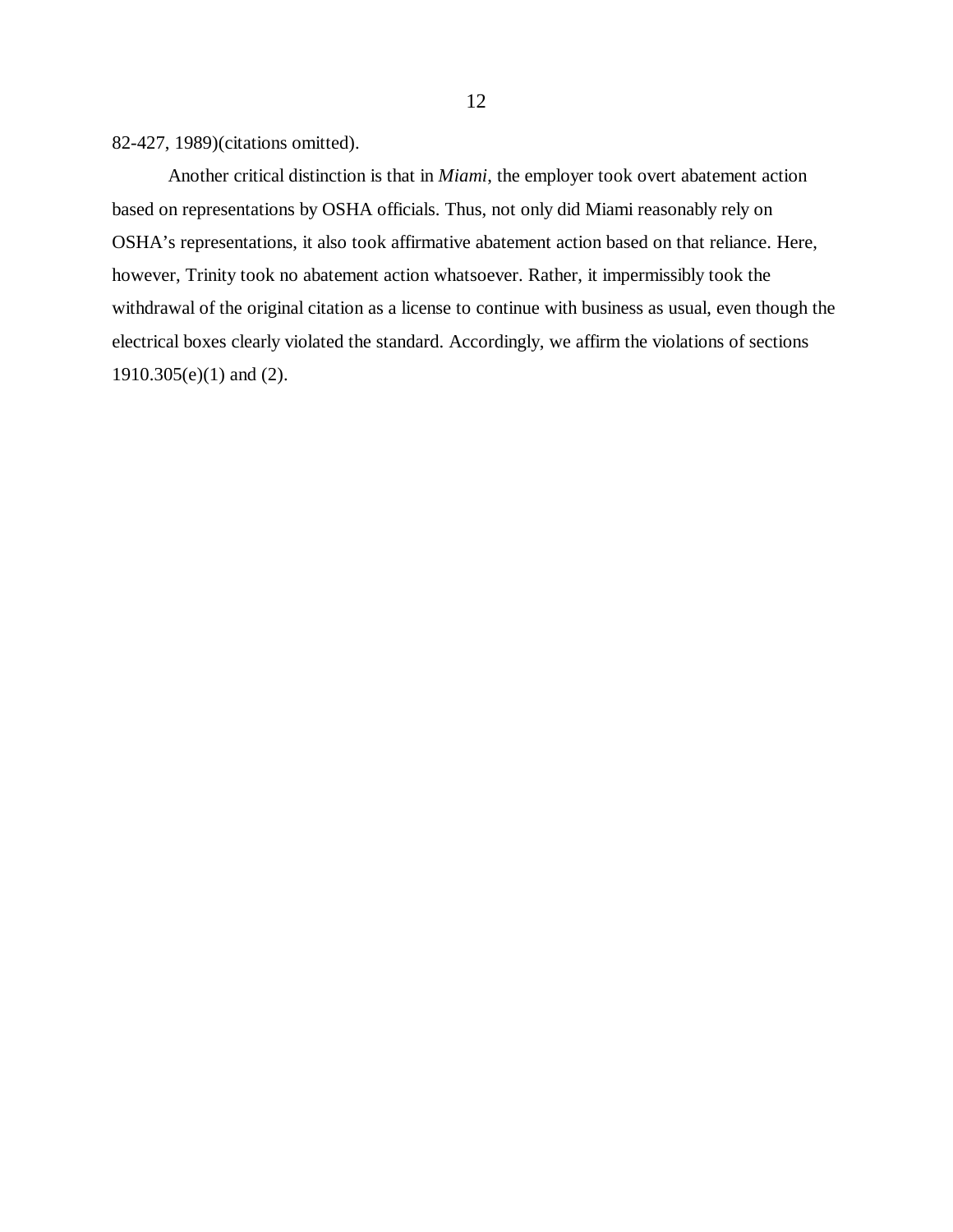82-427, 1989)(citations omitted).

Another critical distinction is that in *Miami*, the employer took overt abatement action based on representations by OSHA officials. Thus, not only did Miami reasonably rely on OSHA's representations, it also took affirmative abatement action based on that reliance. Here, however, Trinity took no abatement action whatsoever. Rather, it impermissibly took the withdrawal of the original citation as a license to continue with business as usual, even though the electrical boxes clearly violated the standard. Accordingly, we affirm the violations of sections 1910.305(e)(1) and (2).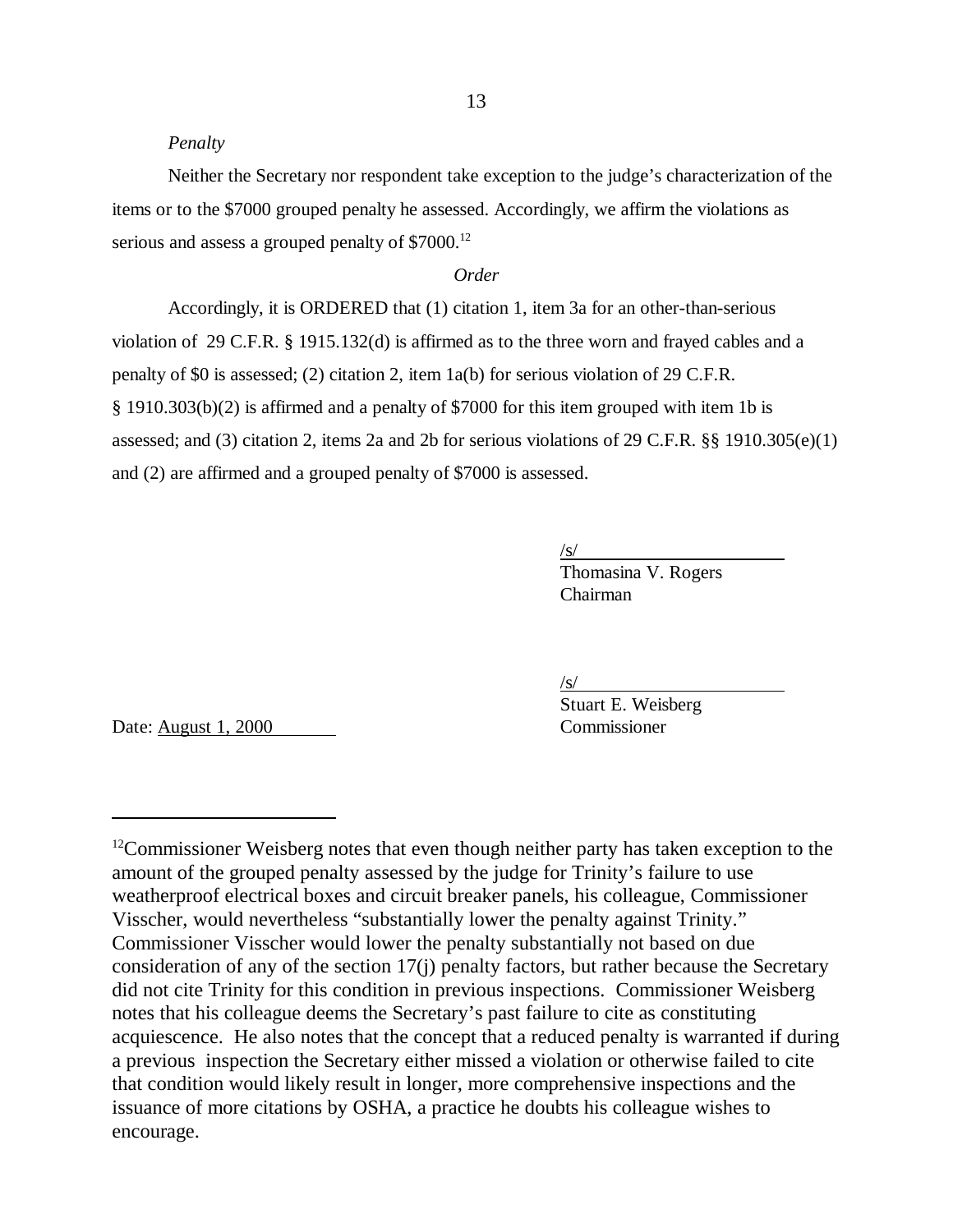*Penalty*

Neither the Secretary nor respondent take exception to the judge's characterization of the items or to the $7000 grouped penalty he assessed. Accordingly, we affirm the violations as serious and assess a grouped penalty of $7000.[12]

*Order*

Accordingly, it is ORDERED that (1) citation 1, item 3a for an other-than-serious violation of 29 C.F.R. § 1915.132(d) is affirmed as to the three worn and frayed cables and a penalty of $0 is assessed; (2) citation 2, item 1a(b) for serious violation of 29 C.F.R. § 1910.303(b)(2) is affirmed and a penalty of $7000 for this item grouped with item 1b is assessed; and (3) citation 2, items 2a and 2b for serious violations of 29 C.F.R. §§ 1910.305(e)(1) and (2) are affirmed and a grouped penalty of $7000 is assessed.

/s/
Thomasina V. Rogers
Chairman

/s/
Stuart E. Weisberg
Commissioner

Date: August 1, 2000

---

[12]Commissioner Weisberg notes that even though neither party has taken exception to the amount of the grouped penalty assessed by the judge for Trinity's failure to use weatherproof electrical boxes and circuit breaker panels, his colleague, Commissioner Visscher, would nevertheless "substantially lower the penalty against Trinity." Commissioner Visscher would lower the penalty substantially not based on due consideration of any of the section 17(j) penalty factors, but rather because the Secretary did not cite Trinity for this condition in previous inspections. Commissioner Weisberg notes that his colleague deems the Secretary's past failure to cite as constituting acquiescence. He also notes that the concept that a reduced penalty is warranted if during a previous inspection the Secretary either missed a violation or otherwise failed to cite that condition would likely result in longer, more comprehensive inspections and the issuance of more citations by OSHA, a practice he doubts his colleague wishes to encourage.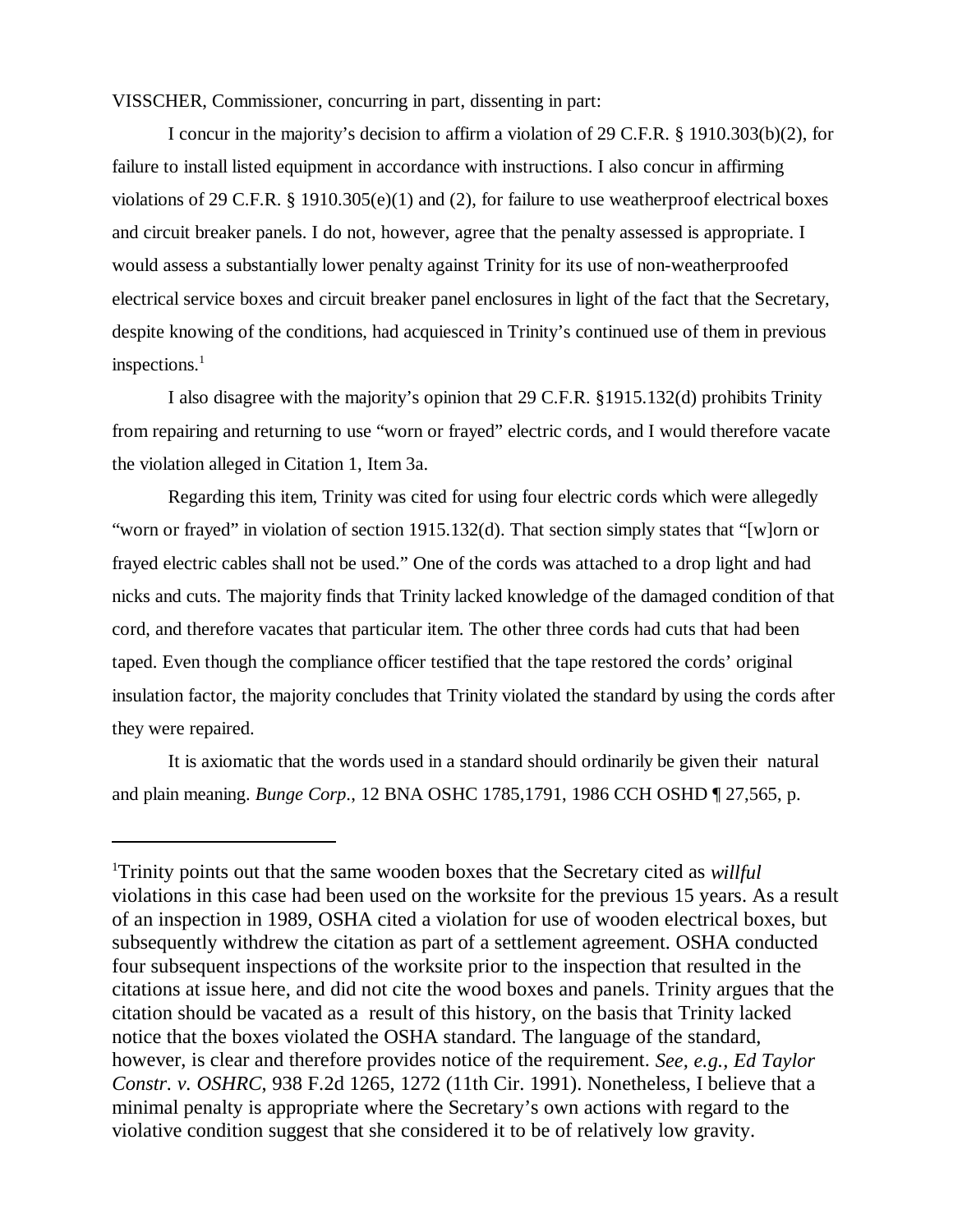VISSCHER, Commissioner, concurring in part, dissenting in part:

I concur in the majority's decision to affirm a violation of 29 C.F.R. § 1910.303(b)(2), for failure to install listed equipment in accordance with instructions. I also concur in affirming violations of 29 C.F.R. § 1910.305(e)(1) and (2), for failure to use weatherproof electrical boxes and circuit breaker panels. I do not, however, agree that the penalty assessed is appropriate. I would assess a substantially lower penalty against Trinity for its use of non-weatherproofed electrical service boxes and circuit breaker panel enclosures in light of the fact that the Secretary, despite knowing of the conditions, had acquiesced in Trinity's continued use of them in previous inspections.[1]

I also disagree with the majority's opinion that 29 C.F.R. §1915.132(d) prohibits Trinity from repairing and returning to use "worn or frayed" electric cords, and I would therefore vacate the violation alleged in Citation 1, Item 3a.

Regarding this item, Trinity was cited for using four electric cords which were allegedly "worn or frayed" in violation of section 1915.132(d). That section simply states that "[w]orn or frayed electric cables shall not be used." One of the cords was attached to a drop light and had nicks and cuts. The majority finds that Trinity lacked knowledge of the damaged condition of that cord, and therefore vacates that particular item. The other three cords had cuts that had been taped. Even though the compliance officer testified that the tape restored the cords' original insulation factor, the majority concludes that Trinity violated the standard by using the cords after they were repaired.

It is axiomatic that the words used in a standard should ordinarily be given their natural and plain meaning. *Bunge Corp.*, 12 BNA OSHC 1785,1791, 1986 CCH OSHD ¶ 27,565, p.

---

[1]Trinity points out that the same wooden boxes that the Secretary cited as *willful* violations in this case had been used on the worksite for the previous 15 years. As a result of an inspection in 1989, OSHA cited a violation for use of wooden electrical boxes, but subsequently withdrew the citation as part of a settlement agreement. OSHA conducted four subsequent inspections of the worksite prior to the inspection that resulted in the citations at issue here, and did not cite the wood boxes and panels. Trinity argues that the citation should be vacated as a result of this history, on the basis that Trinity lacked notice that the boxes violated the OSHA standard. The language of the standard, however, is clear and therefore provides notice of the requirement. *See, e.g., Ed Taylor Constr. v. OSHRC*, 938 F.2d 1265, 1272 (11th Cir. 1991). Nonetheless, I believe that a minimal penalty is appropriate where the Secretary's own actions with regard to the violative condition suggest that she considered it to be of relatively low gravity.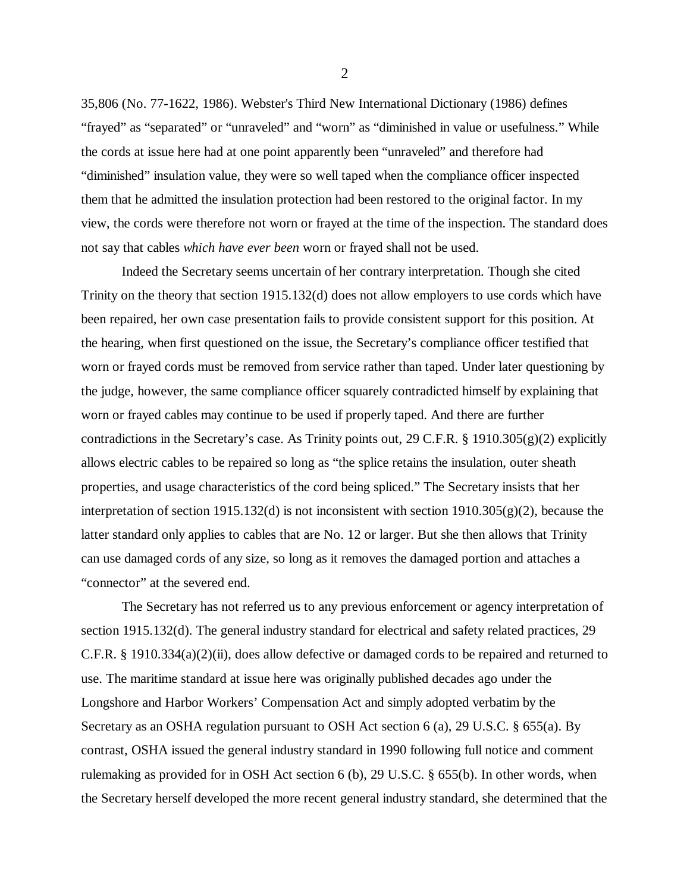35,806 (No. 77-1622, 1986). Webster's Third New International Dictionary (1986) defines "frayed" as "separated" or "unraveled" and "worn" as "diminished in value or usefulness." While the cords at issue here had at one point apparently been "unraveled" and therefore had "diminished" insulation value, they were so well taped when the compliance officer inspected them that he admitted the insulation protection had been restored to the original factor. In my view, the cords were therefore not worn or frayed at the time of the inspection. The standard does not say that cables *which have ever been* worn or frayed shall not be used.

Indeed the Secretary seems uncertain of her contrary interpretation. Though she cited Trinity on the theory that section 1915.132(d) does not allow employers to use cords which have been repaired, her own case presentation fails to provide consistent support for this position. At the hearing, when first questioned on the issue, the Secretary's compliance officer testified that worn or frayed cords must be removed from service rather than taped. Under later questioning by the judge, however, the same compliance officer squarely contradicted himself by explaining that worn or frayed cables may continue to be used if properly taped. And there are further contradictions in the Secretary's case. As Trinity points out, 29 C.F.R. § 1910.305(g)(2) explicitly allows electric cables to be repaired so long as "the splice retains the insulation, outer sheath properties, and usage characteristics of the cord being spliced." The Secretary insists that her interpretation of section 1915.132(d) is not inconsistent with section 1910.305(g)(2), because the latter standard only applies to cables that are No. 12 or larger. But she then allows that Trinity can use damaged cords of any size, so long as it removes the damaged portion and attaches a "connector" at the severed end.

The Secretary has not referred us to any previous enforcement or agency interpretation of section 1915.132(d). The general industry standard for electrical and safety related practices, 29 C.F.R. § 1910.334(a)(2)(ii), does allow defective or damaged cords to be repaired and returned to use. The maritime standard at issue here was originally published decades ago under the Longshore and Harbor Workers' Compensation Act and simply adopted verbatim by the Secretary as an OSHA regulation pursuant to OSH Act section 6 (a), 29 U.S.C. § 655(a). By contrast, OSHA issued the general industry standard in 1990 following full notice and comment rulemaking as provided for in OSH Act section 6 (b), 29 U.S.C. § 655(b). In other words, when the Secretary herself developed the more recent general industry standard, she determined that the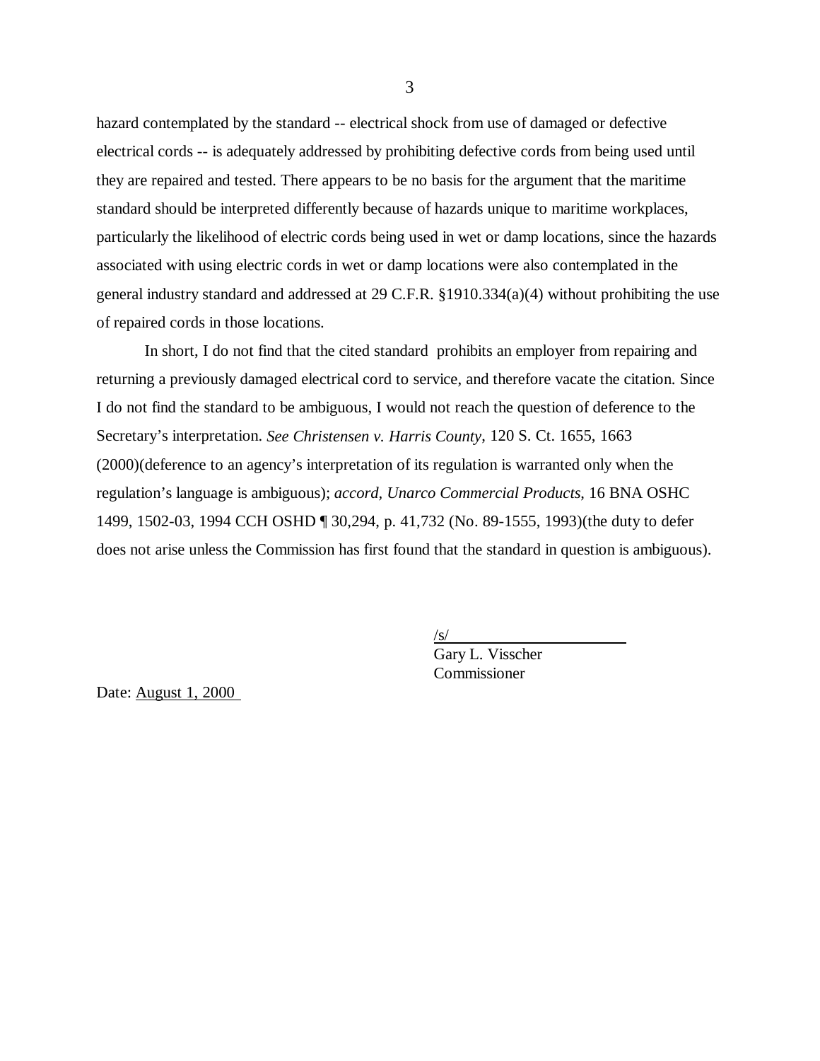hazard contemplated by the standard -- electrical shock from use of damaged or defective electrical cords -- is adequately addressed by prohibiting defective cords from being used until they are repaired and tested. There appears to be no basis for the argument that the maritime standard should be interpreted differently because of hazards unique to maritime workplaces, particularly the likelihood of electric cords being used in wet or damp locations, since the hazards associated with using electric cords in wet or damp locations were also contemplated in the general industry standard and addressed at 29 C.F.R. §1910.334(a)(4) without prohibiting the use of repaired cords in those locations.

In short, I do not find that the cited standard prohibits an employer from repairing and returning a previously damaged electrical cord to service, and therefore vacate the citation. Since I do not find the standard to be ambiguous, I would not reach the question of deference to the Secretary's interpretation. *See Christensen v. Harris County*, 120 S. Ct. 1655, 1663 (2000)(deference to an agency's interpretation of its regulation is warranted only when the regulation's language is ambiguous); *accord*, *Unarco Commercial Products*, 16 BNA OSHC 1499, 1502-03, 1994 CCH OSHD ¶ 30,294, p. 41,732 (No. 89-1555, 1993)(the duty to defer does not arise unless the Commission has first found that the standard in question is ambiguous).

/s/
Gary L. Visscher
Commissioner

Date: August 1, 2000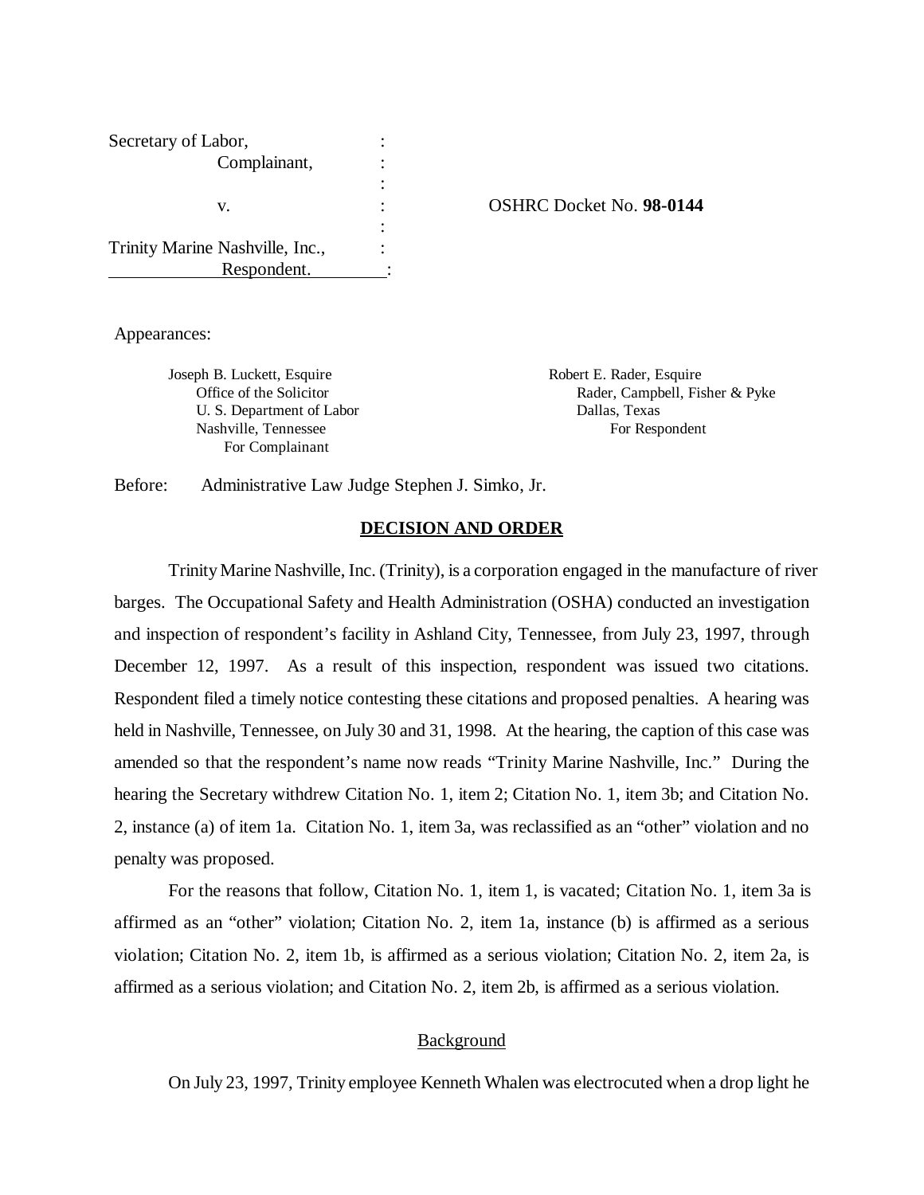Secretary of Labor,
Complainant,

v.

Trinity Marine Nashville, Inc.,
Respondent.

OSHRC Docket No. **98-0144**

Appearances:

Joseph B. Luckett, Esquire
Office of the Solicitor
U. S. Department of Labor
Nashville, Tennessee
For Complainant

Robert E. Rader, Esquire
Rader, Campbell, Fisher & Pyke
Dallas, Texas
For Respondent

Before: Administrative Law Judge Stephen J. Simko, Jr.

## DECISION AND ORDER

Trinity Marine Nashville, Inc. (Trinity), is a corporation engaged in the manufacture of river barges. The Occupational Safety and Health Administration (OSHA) conducted an investigation and inspection of respondent's facility in Ashland City, Tennessee, from July 23, 1997, through December 12, 1997. As a result of this inspection, respondent was issued two citations. Respondent filed a timely notice contesting these citations and proposed penalties. A hearing was held in Nashville, Tennessee, on July 30 and 31, 1998. At the hearing, the caption of this case was amended so that the respondent's name now reads "Trinity Marine Nashville, Inc." During the hearing the Secretary withdrew Citation No. 1, item 2; Citation No. 1, item 3b; and Citation No. 2, instance (a) of item 1a. Citation No. 1, item 3a, was reclassified as an "other" violation and no penalty was proposed.

For the reasons that follow, Citation No. 1, item 1, is vacated; Citation No. 1, item 3a is affirmed as an "other" violation; Citation No. 2, item 1a, instance (b) is affirmed as a serious violation; Citation No. 2, item 1b, is affirmed as a serious violation; Citation No. 2, item 2a, is affirmed as a serious violation; and Citation No. 2, item 2b, is affirmed as a serious violation.

### Background

On July 23, 1997, Trinity employee Kenneth Whalen was electrocuted when a drop light he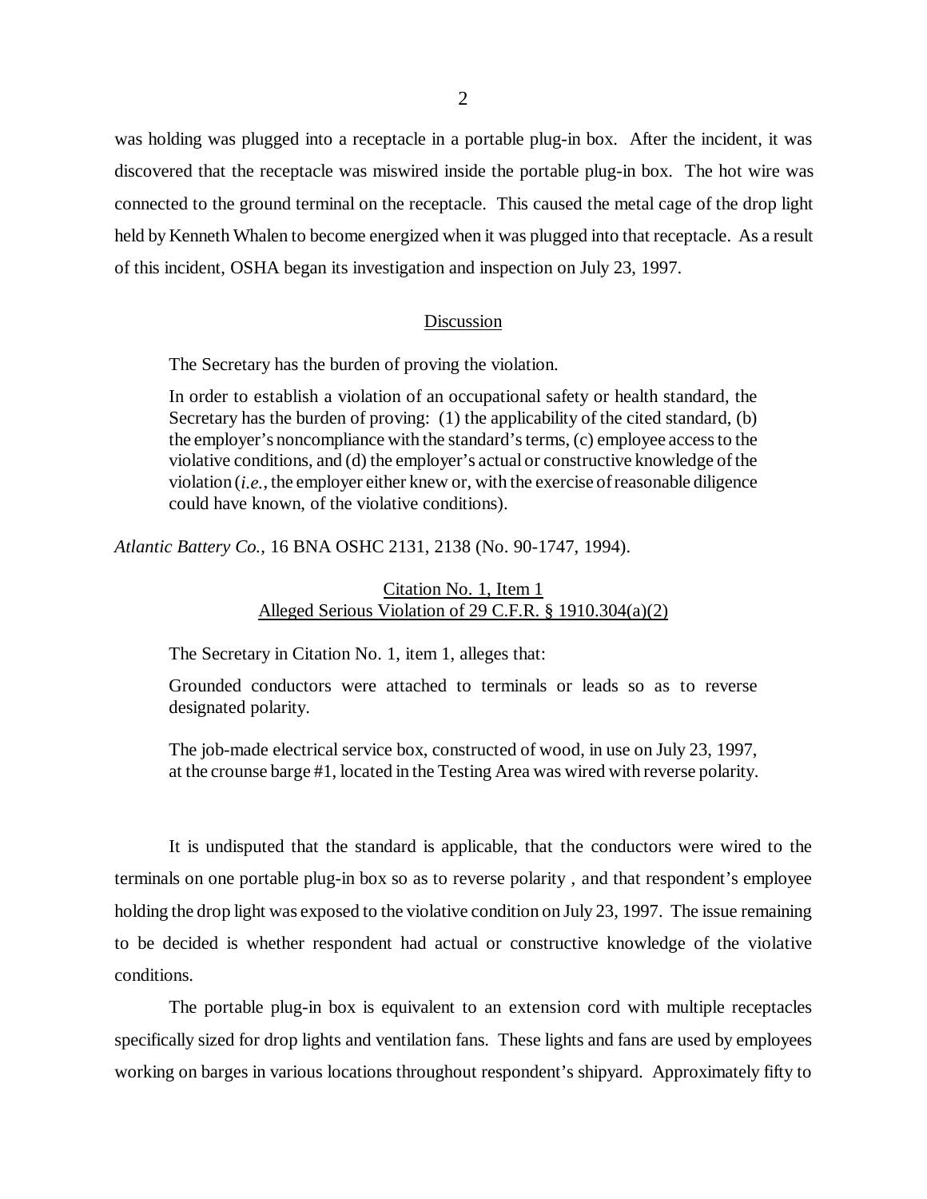was holding was plugged into a receptacle in a portable plug-in box. After the incident, it was discovered that the receptacle was miswired inside the portable plug-in box. The hot wire was connected to the ground terminal on the receptacle. This caused the metal cage of the drop light held by Kenneth Whalen to become energized when it was plugged into that receptacle. As a result of this incident, OSHA began its investigation and inspection on July 23, 1997.

## Discussion

The Secretary has the burden of proving the violation.

> In order to establish a violation of an occupational safety or health standard, the Secretary has the burden of proving: (1) the applicability of the cited standard, (b) the employer's noncompliance with the standard's terms, (c) employee access to the violative conditions, and (d) the employer's actual or constructive knowledge of the violation (*i.e.*, the employer either knew or, with the exercise of reasonable diligence could have known, of the violative conditions).

*Atlantic Battery Co.*, 16 BNA OSHC 2131, 2138 (No. 90-1747, 1994).

### Citation No. 1, Item 1
### Alleged Serious Violation of 29 C.F.R. § 1910.304(a)(2)

The Secretary in Citation No. 1, item 1, alleges that:

> Grounded conductors were attached to terminals or leads so as to reverse designated polarity.
>
> The job-made electrical service box, constructed of wood, in use on July 23, 1997, at the crounse barge #1, located in the Testing Area was wired with reverse polarity.

It is undisputed that the standard is applicable, that the conductors were wired to the terminals on one portable plug-in box so as to reverse polarity , and that respondent's employee holding the drop light was exposed to the violative condition on July 23, 1997. The issue remaining to be decided is whether respondent had actual or constructive knowledge of the violative conditions.

The portable plug-in box is equivalent to an extension cord with multiple receptacles specifically sized for drop lights and ventilation fans. These lights and fans are used by employees working on barges in various locations throughout respondent's shipyard. Approximately fifty to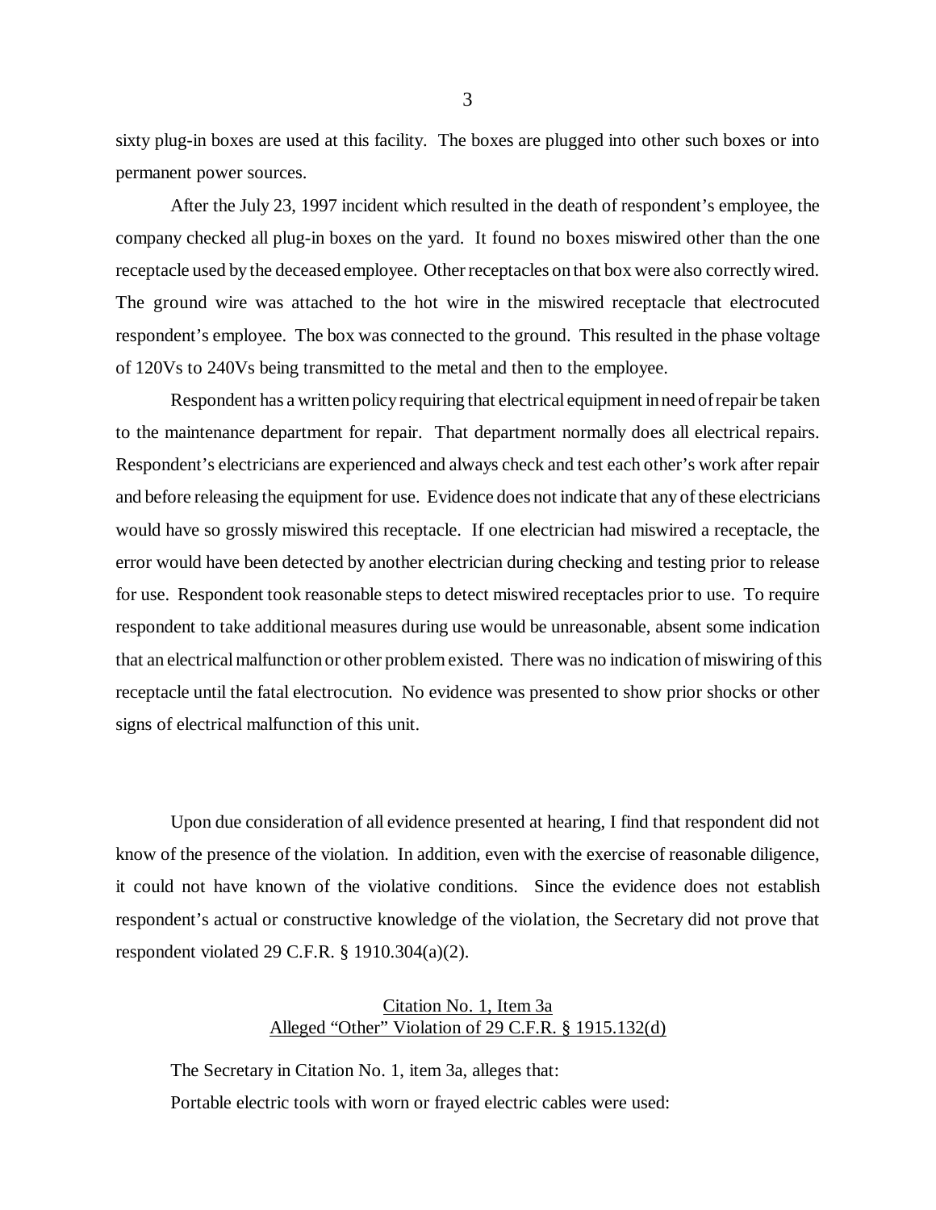sixty plug-in boxes are used at this facility. The boxes are plugged into other such boxes or into permanent power sources.

After the July 23, 1997 incident which resulted in the death of respondent's employee, the company checked all plug-in boxes on the yard. It found no boxes miswired other than the one receptacle used by the deceased employee. Other receptacles on that box were also correctly wired. The ground wire was attached to the hot wire in the miswired receptacle that electrocuted respondent's employee. The box was connected to the ground. This resulted in the phase voltage of 120Vs to 240Vs being transmitted to the metal and then to the employee.

Respondent has a written policy requiring that electrical equipment in need of repair be taken to the maintenance department for repair. That department normally does all electrical repairs. Respondent's electricians are experienced and always check and test each other's work after repair and before releasing the equipment for use. Evidence does not indicate that any of these electricians would have so grossly miswired this receptacle. If one electrician had miswired a receptacle, the error would have been detected by another electrician during checking and testing prior to release for use. Respondent took reasonable steps to detect miswired receptacles prior to use. To require respondent to take additional measures during use would be unreasonable, absent some indication that an electrical malfunction or other problem existed. There was no indication of miswiring of this receptacle until the fatal electrocution. No evidence was presented to show prior shocks or other signs of electrical malfunction of this unit.

Upon due consideration of all evidence presented at hearing, I find that respondent did not know of the presence of the violation. In addition, even with the exercise of reasonable diligence, it could not have known of the violative conditions. Since the evidence does not establish respondent's actual or constructive knowledge of the violation, the Secretary did not prove that respondent violated 29 C.F.R. § 1910.304(a)(2).

### Citation No. 1, Item 3a
### Alleged "Other" Violation of 29 C.F.R. § 1915.132(d)

The Secretary in Citation No. 1, item 3a, alleges that:

Portable electric tools with worn or frayed electric cables were used: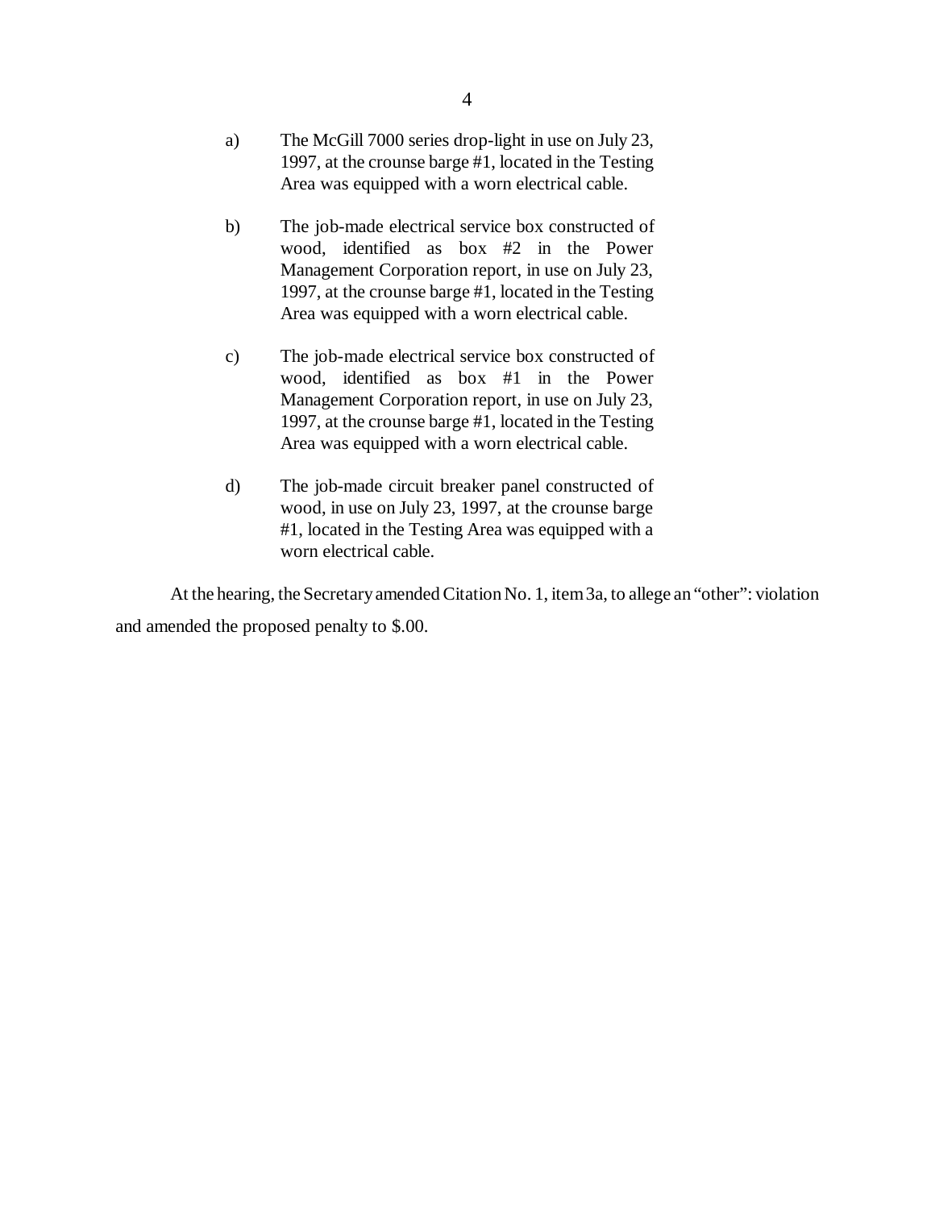a) The McGill 7000 series drop-light in use on July 23, 1997, at the crounse barge #1, located in the Testing Area was equipped with a worn electrical cable.

b) The job-made electrical service box constructed of wood, identified as box #2 in the Power Management Corporation report, in use on July 23, 1997, at the crounse barge #1, located in the Testing Area was equipped with a worn electrical cable.

c) The job-made electrical service box constructed of wood, identified as box #1 in the Power Management Corporation report, in use on July 23, 1997, at the crounse barge #1, located in the Testing Area was equipped with a worn electrical cable.

d) The job-made circuit breaker panel constructed of wood, in use on July 23, 1997, at the crounse barge #1, located in the Testing Area was equipped with a worn electrical cable.

At the hearing, the Secretary amended Citation No. 1, item 3a, to allege an "other": violation and amended the proposed penalty to $.00.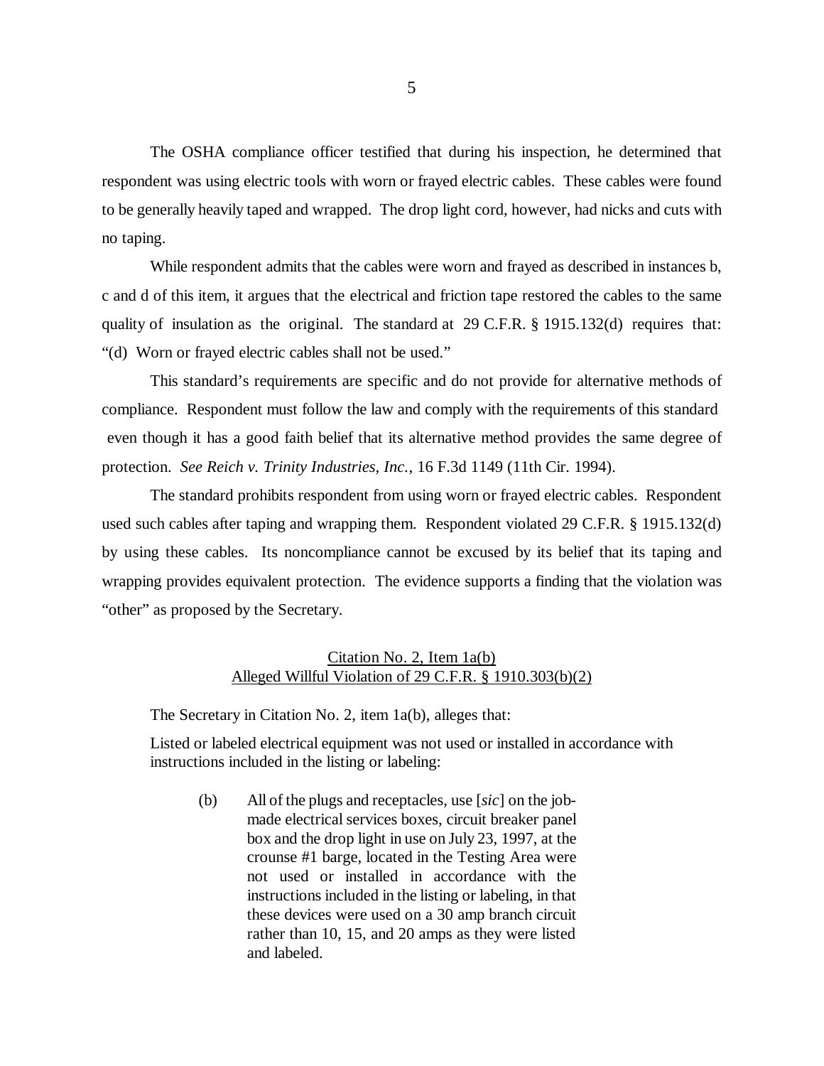The OSHA compliance officer testified that during his inspection, he determined that respondent was using electric tools with worn or frayed electric cables. These cables were found to be generally heavily taped and wrapped. The drop light cord, however, had nicks and cuts with no taping.

While respondent admits that the cables were worn and frayed as described in instances b, c and d of this item, it argues that the electrical and friction tape restored the cables to the same quality of insulation as the original. The standard at 29 C.F.R. § 1915.132(d) requires that: "(d) Worn or frayed electric cables shall not be used."

This standard's requirements are specific and do not provide for alternative methods of compliance. Respondent must follow the law and comply with the requirements of this standard even though it has a good faith belief that its alternative method provides the same degree of protection. *See Reich v. Trinity Industries, Inc.*, 16 F.3d 1149 (11th Cir. 1994).

The standard prohibits respondent from using worn or frayed electric cables. Respondent used such cables after taping and wrapping them. Respondent violated 29 C.F.R. § 1915.132(d) by using these cables. Its noncompliance cannot be excused by its belief that its taping and wrapping provides equivalent protection. The evidence supports a finding that the violation was "other" as proposed by the Secretary.

<u>Citation No. 2, Item 1a(b)</u>
<u>Alleged Willful Violation of 29 C.F.R. § 1910.303(b)(2)</u>

The Secretary in Citation No. 2, item 1a(b), alleges that:

> Listed or labeled electrical equipment was not used or installed in accordance with instructions included in the listing or labeling:
>
> (b) All of the plugs and receptacles, use [*sic*] on the job-made electrical services boxes, circuit breaker panel box and the drop light in use on July 23, 1997, at the crounse #1 barge, located in the Testing Area were not used or installed in accordance with the instructions included in the listing or labeling, in that these devices were used on a 30 amp branch circuit rather than 10, 15, and 20 amps as they were listed and labeled.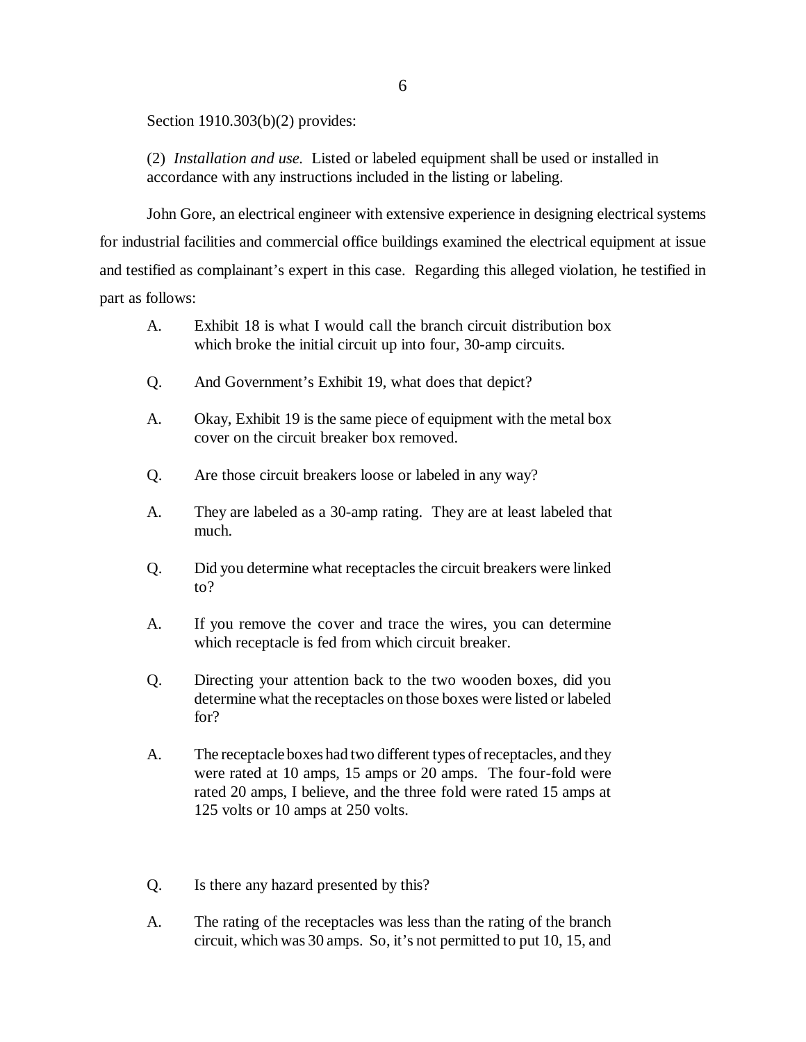Section 1910.303(b)(2) provides:

> (2) *Installation and use.* Listed or labeled equipment shall be used or installed in accordance with any instructions included in the listing or labeling.

John Gore, an electrical engineer with extensive experience in designing electrical systems for industrial facilities and commercial office buildings examined the electrical equipment at issue and testified as complainant's expert in this case. Regarding this alleged violation, he testified in part as follows:

> A. Exhibit 18 is what I would call the branch circuit distribution box which broke the initial circuit up into four, 30-amp circuits.
>
> Q. And Government's Exhibit 19, what does that depict?
>
> A. Okay, Exhibit 19 is the same piece of equipment with the metal box cover on the circuit breaker box removed.
>
> Q. Are those circuit breakers loose or labeled in any way?
>
> A. They are labeled as a 30-amp rating. They are at least labeled that much.
>
> Q. Did you determine what receptacles the circuit breakers were linked to?
>
> A. If you remove the cover and trace the wires, you can determine which receptacle is fed from which circuit breaker.
>
> Q. Directing your attention back to the two wooden boxes, did you determine what the receptacles on those boxes were listed or labeled for?
>
> A. The receptacle boxes had two different types of receptacles, and they were rated at 10 amps, 15 amps or 20 amps. The four-fold were rated 20 amps, I believe, and the three fold were rated 15 amps at 125 volts or 10 amps at 250 volts.
>
> Q. Is there any hazard presented by this?
>
> A. The rating of the receptacles was less than the rating of the branch circuit, which was 30 amps. So, it's not permitted to put 10, 15, and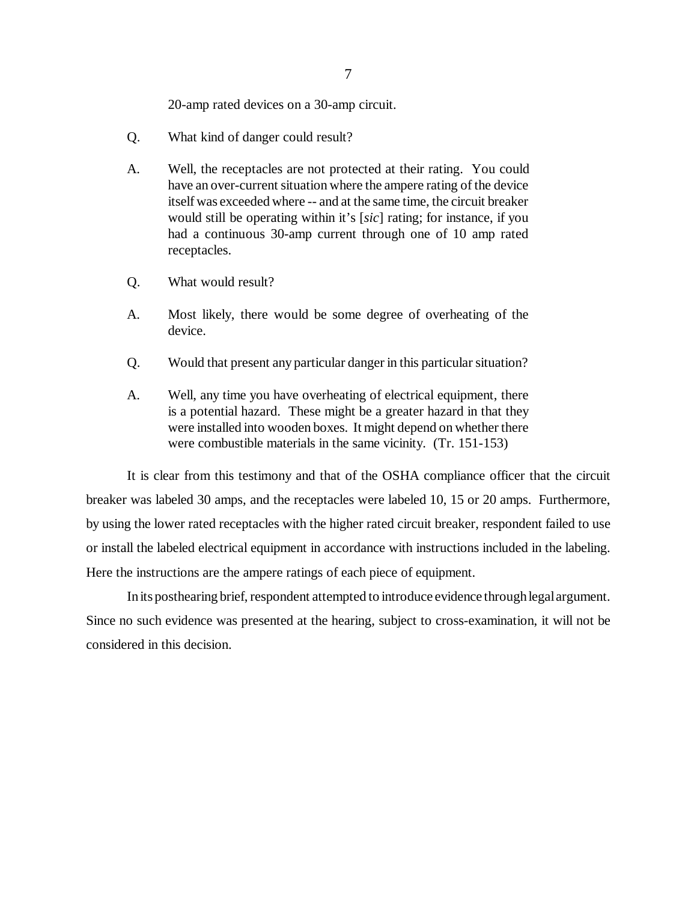20-amp rated devices on a 30-amp circuit.

Q. What kind of danger could result?

A. Well, the receptacles are not protected at their rating. You could have an over-current situation where the ampere rating of the device itself was exceeded where -- and at the same time, the circuit breaker would still be operating within it's [*sic*] rating; for instance, if you had a continuous 30-amp current through one of 10 amp rated receptacles.

Q. What would result?

A. Most likely, there would be some degree of overheating of the device.

Q. Would that present any particular danger in this particular situation?

A. Well, any time you have overheating of electrical equipment, there is a potential hazard. These might be a greater hazard in that they were installed into wooden boxes. It might depend on whether there were combustible materials in the same vicinity. (Tr. 151-153)

It is clear from this testimony and that of the OSHA compliance officer that the circuit breaker was labeled 30 amps, and the receptacles were labeled 10, 15 or 20 amps. Furthermore, by using the lower rated receptacles with the higher rated circuit breaker, respondent failed to use or install the labeled electrical equipment in accordance with instructions included in the labeling. Here the instructions are the ampere ratings of each piece of equipment.

In its posthearing brief, respondent attempted to introduce evidence through legal argument. Since no such evidence was presented at the hearing, subject to cross-examination, it will not be considered in this decision.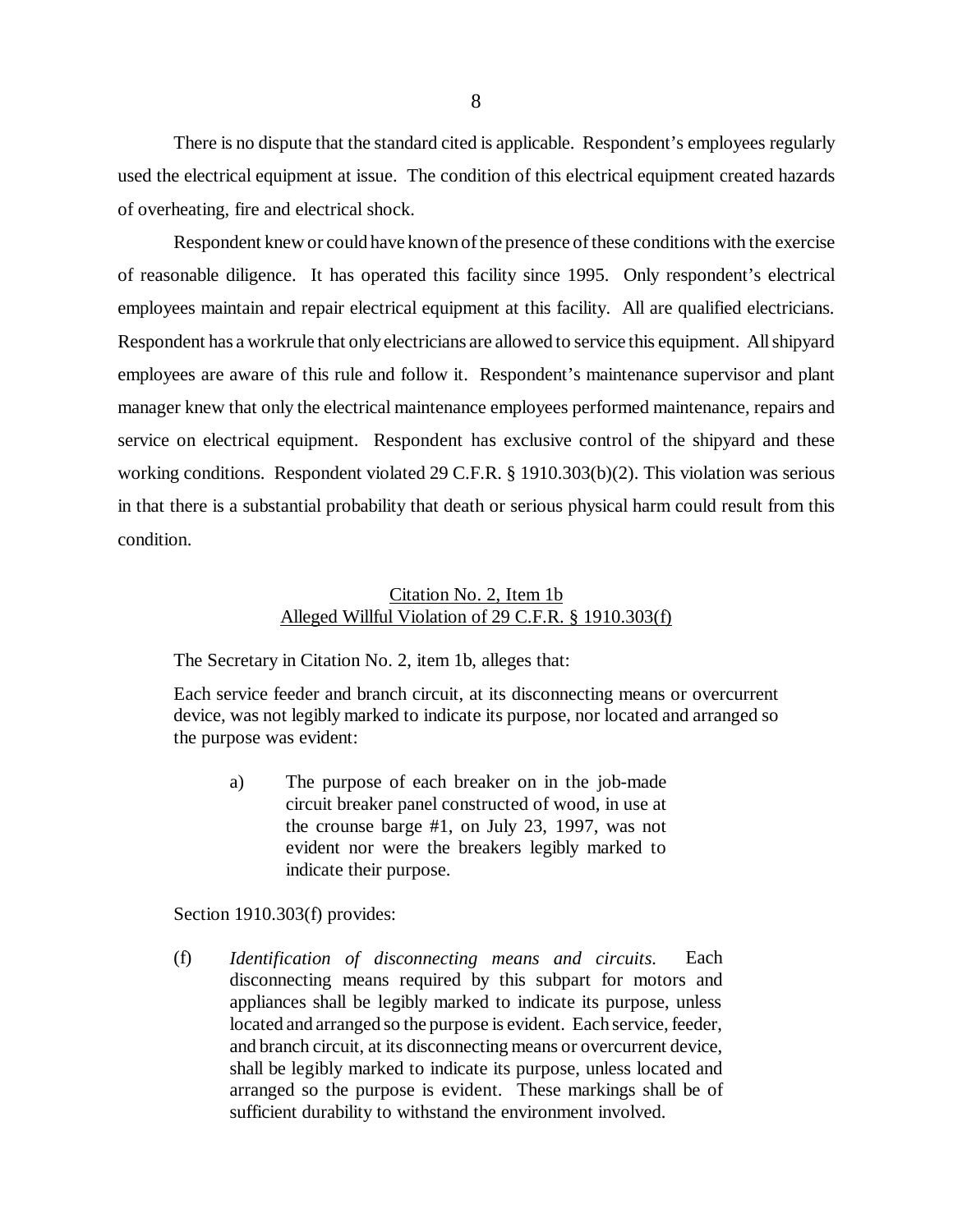There is no dispute that the standard cited is applicable. Respondent's employees regularly used the electrical equipment at issue. The condition of this electrical equipment created hazards of overheating, fire and electrical shock.

Respondent knew or could have known of the presence of these conditions with the exercise of reasonable diligence. It has operated this facility since 1995. Only respondent's electrical employees maintain and repair electrical equipment at this facility. All are qualified electricians. Respondent has a workrule that only electricians are allowed to service this equipment. All shipyard employees are aware of this rule and follow it. Respondent's maintenance supervisor and plant manager knew that only the electrical maintenance employees performed maintenance, repairs and service on electrical equipment. Respondent has exclusive control of the shipyard and these working conditions. Respondent violated 29 C.F.R. § 1910.303(b)(2). This violation was serious in that there is a substantial probability that death or serious physical harm could result from this condition.

<u>Citation No. 2, Item 1b</u>
<u>Alleged Willful Violation of 29 C.F.R. § 1910.303(f)</u>

The Secretary in Citation No. 2, item 1b, alleges that:

> Each service feeder and branch circuit, at its disconnecting means or overcurrent device, was not legibly marked to indicate its purpose, nor located and arranged so the purpose was evident:
>
> a) The purpose of each breaker on in the job-made circuit breaker panel constructed of wood, in use at the crounse barge #1, on July 23, 1997, was not evident nor were the breakers legibly marked to indicate their purpose.

Section 1910.303(f) provides:

> (f) *Identification of disconnecting means and circuits.* Each disconnecting means required by this subpart for motors and appliances shall be legibly marked to indicate its purpose, unless located and arranged so the purpose is evident. Each service, feeder, and branch circuit, at its disconnecting means or overcurrent device, shall be legibly marked to indicate its purpose, unless located and arranged so the purpose is evident. These markings shall be of sufficient durability to withstand the environment involved.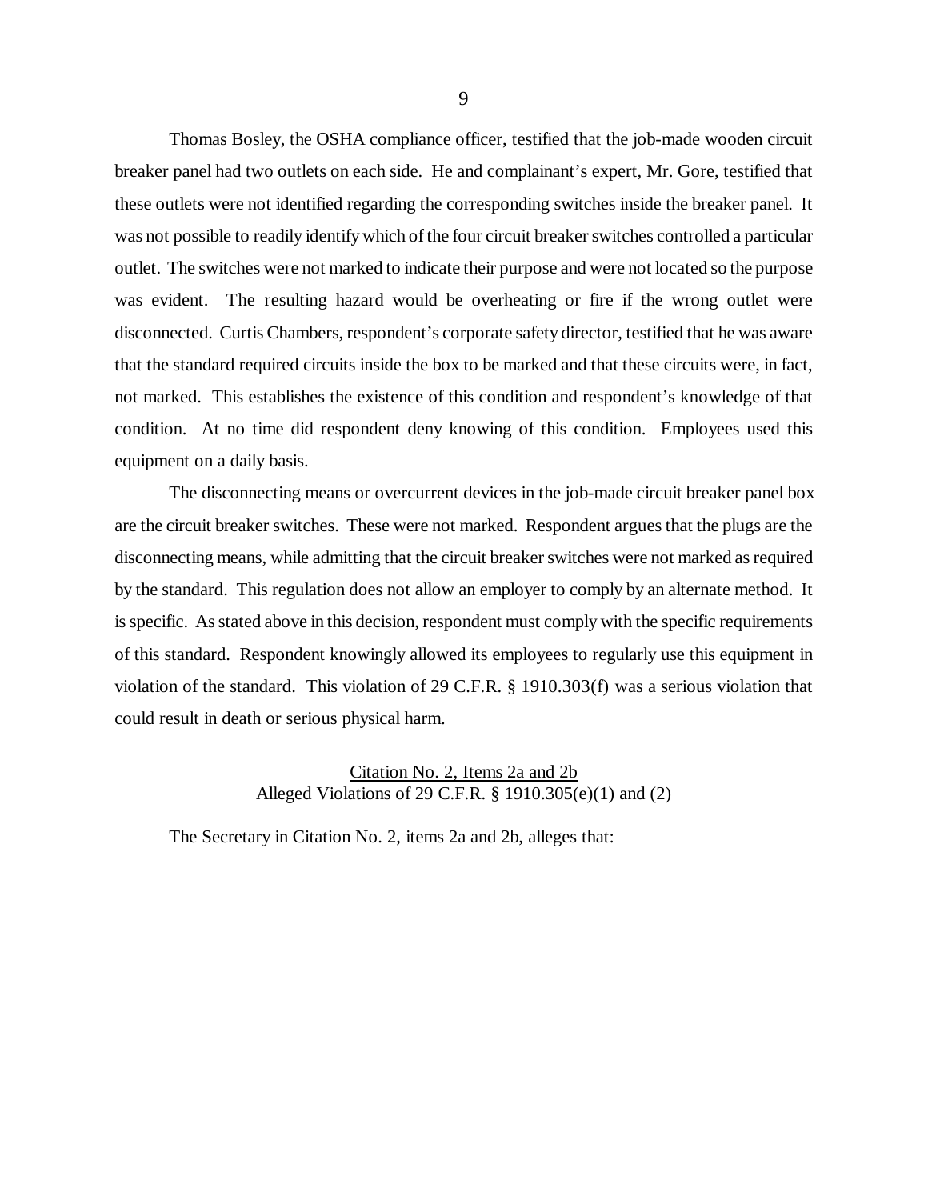Thomas Bosley, the OSHA compliance officer, testified that the job-made wooden circuit breaker panel had two outlets on each side. He and complainant's expert, Mr. Gore, testified that these outlets were not identified regarding the corresponding switches inside the breaker panel. It was not possible to readily identify which of the four circuit breaker switches controlled a particular outlet. The switches were not marked to indicate their purpose and were not located so the purpose was evident. The resulting hazard would be overheating or fire if the wrong outlet were disconnected. Curtis Chambers, respondent's corporate safety director, testified that he was aware that the standard required circuits inside the box to be marked and that these circuits were, in fact, not marked. This establishes the existence of this condition and respondent's knowledge of that condition. At no time did respondent deny knowing of this condition. Employees used this equipment on a daily basis.

The disconnecting means or overcurrent devices in the job-made circuit breaker panel box are the circuit breaker switches. These were not marked. Respondent argues that the plugs are the disconnecting means, while admitting that the circuit breaker switches were not marked as required by the standard. This regulation does not allow an employer to comply by an alternate method. It is specific. As stated above in this decision, respondent must comply with the specific requirements of this standard. Respondent knowingly allowed its employees to regularly use this equipment in violation of the standard. This violation of 29 C.F.R. § 1910.303(f) was a serious violation that could result in death or serious physical harm.

<u>Citation No. 2, Items 2a and 2b</u>
<u>Alleged Violations of 29 C.F.R. § 1910.305(e)(1) and (2)</u>

The Secretary in Citation No. 2, items 2a and 2b, alleges that: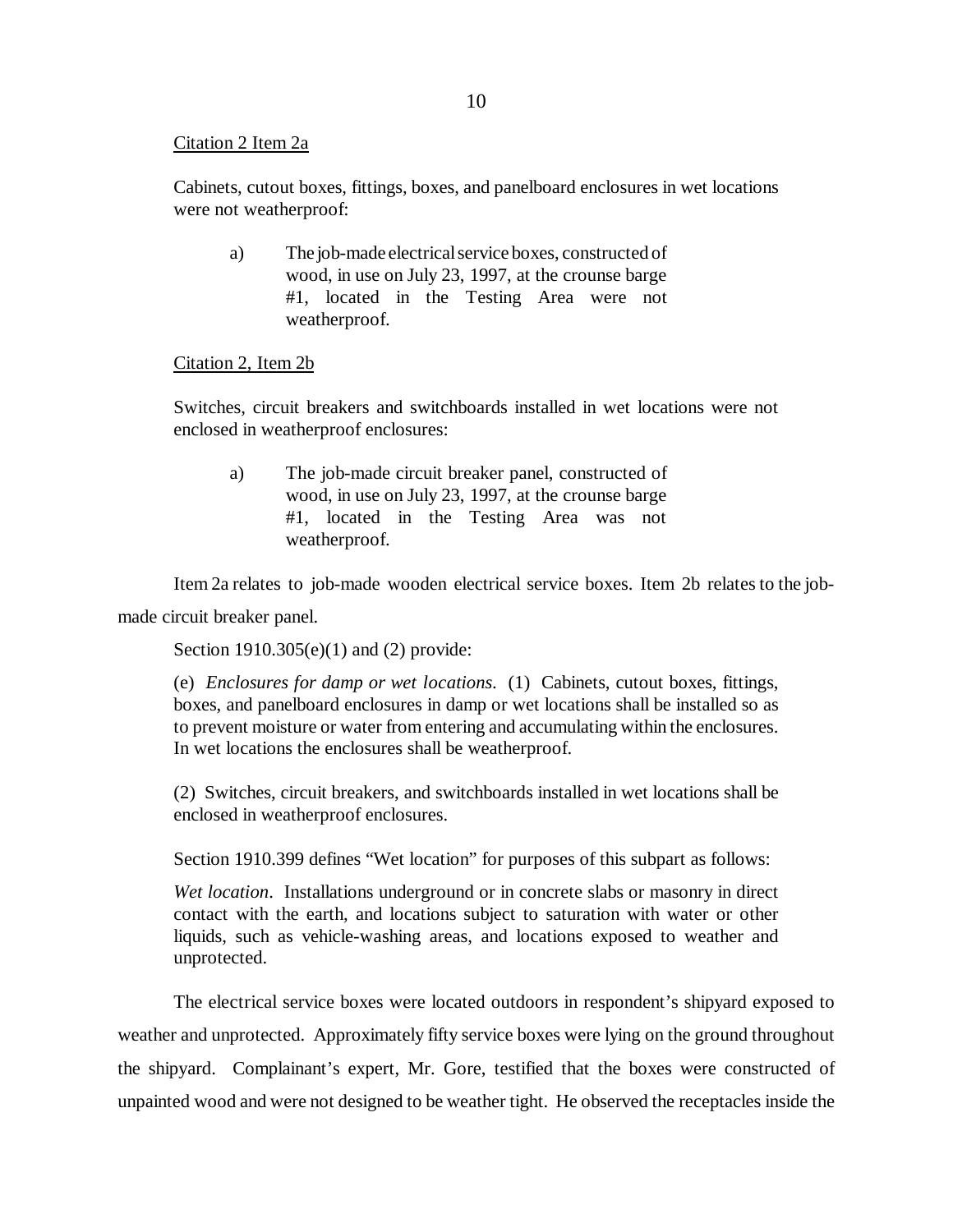Citation 2 Item 2a

Cabinets, cutout boxes, fittings, boxes, and panelboard enclosures in wet locations were not weatherproof:

> a) The job-made electrical service boxes, constructed of wood, in use on July 23, 1997, at the crounse barge #1, located in the Testing Area were not weatherproof.

Citation 2, Item 2b

Switches, circuit breakers and switchboards installed in wet locations were not enclosed in weatherproof enclosures:

> a) The job-made circuit breaker panel, constructed of wood, in use on July 23, 1997, at the crounse barge #1, located in the Testing Area was not weatherproof.

Item 2a relates to job-made wooden electrical service boxes. Item 2b relates to the job-made circuit breaker panel.

Section 1910.305(e)(1) and (2) provide:

> (e) *Enclosures for damp or wet locations.* (1) Cabinets, cutout boxes, fittings, boxes, and panelboard enclosures in damp or wet locations shall be installed so as to prevent moisture or water from entering and accumulating within the enclosures. In wet locations the enclosures shall be weatherproof.
>
> (2) Switches, circuit breakers, and switchboards installed in wet locations shall be enclosed in weatherproof enclosures.

Section 1910.399 defines "Wet location" for purposes of this subpart as follows:

> *Wet location*. Installations underground or in concrete slabs or masonry in direct contact with the earth, and locations subject to saturation with water or other liquids, such as vehicle-washing areas, and locations exposed to weather and unprotected.

The electrical service boxes were located outdoors in respondent's shipyard exposed to weather and unprotected. Approximately fifty service boxes were lying on the ground throughout the shipyard. Complainant's expert, Mr. Gore, testified that the boxes were constructed of unpainted wood and were not designed to be weather tight. He observed the receptacles inside the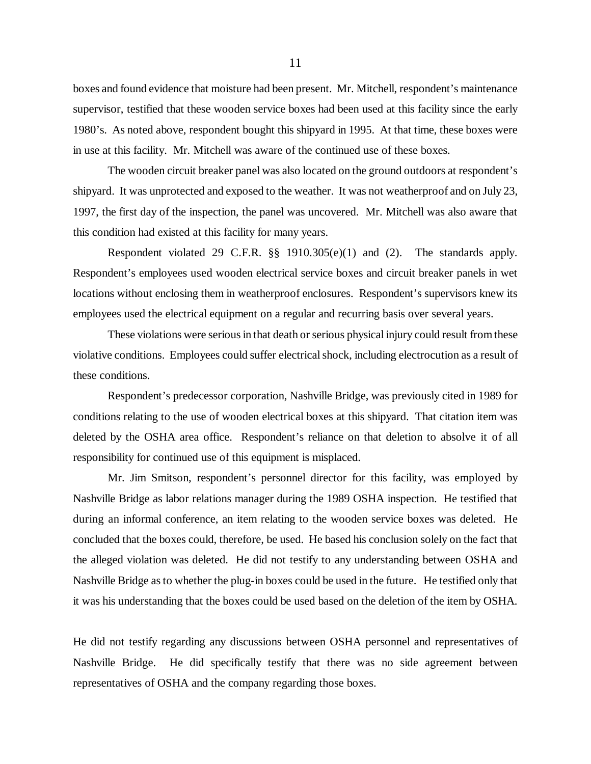boxes and found evidence that moisture had been present. Mr. Mitchell, respondent's maintenance supervisor, testified that these wooden service boxes had been used at this facility since the early 1980's. As noted above, respondent bought this shipyard in 1995. At that time, these boxes were in use at this facility. Mr. Mitchell was aware of the continued use of these boxes.

The wooden circuit breaker panel was also located on the ground outdoors at respondent's shipyard. It was unprotected and exposed to the weather. It was not weatherproof and on July 23, 1997, the first day of the inspection, the panel was uncovered. Mr. Mitchell was also aware that this condition had existed at this facility for many years.

Respondent violated 29 C.F.R. §§ 1910.305(e)(1) and (2). The standards apply. Respondent's employees used wooden electrical service boxes and circuit breaker panels in wet locations without enclosing them in weatherproof enclosures. Respondent's supervisors knew its employees used the electrical equipment on a regular and recurring basis over several years.

These violations were serious in that death or serious physical injury could result from these violative conditions. Employees could suffer electrical shock, including electrocution as a result of these conditions.

Respondent's predecessor corporation, Nashville Bridge, was previously cited in 1989 for conditions relating to the use of wooden electrical boxes at this shipyard. That citation item was deleted by the OSHA area office. Respondent's reliance on that deletion to absolve it of all responsibility for continued use of this equipment is misplaced.

Mr. Jim Smitson, respondent's personnel director for this facility, was employed by Nashville Bridge as labor relations manager during the 1989 OSHA inspection. He testified that during an informal conference, an item relating to the wooden service boxes was deleted. He concluded that the boxes could, therefore, be used. He based his conclusion solely on the fact that the alleged violation was deleted. He did not testify to any understanding between OSHA and Nashville Bridge as to whether the plug-in boxes could be used in the future. He testified only that it was his understanding that the boxes could be used based on the deletion of the item by OSHA.

He did not testify regarding any discussions between OSHA personnel and representatives of Nashville Bridge. He did specifically testify that there was no side agreement between representatives of OSHA and the company regarding those boxes.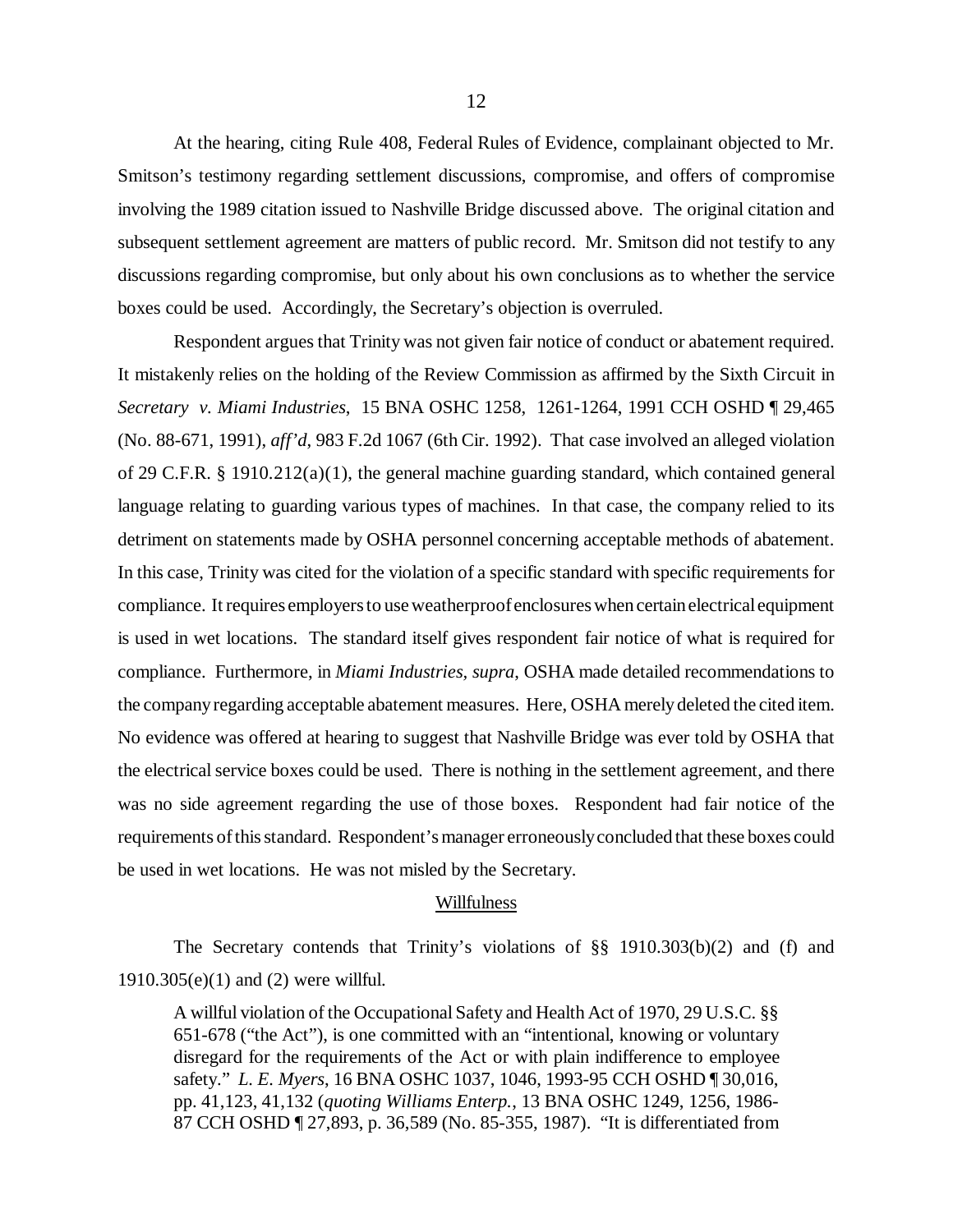At the hearing, citing Rule 408, Federal Rules of Evidence, complainant objected to Mr. Smitson's testimony regarding settlement discussions, compromise, and offers of compromise involving the 1989 citation issued to Nashville Bridge discussed above. The original citation and subsequent settlement agreement are matters of public record. Mr. Smitson did not testify to any discussions regarding compromise, but only about his own conclusions as to whether the service boxes could be used. Accordingly, the Secretary's objection is overruled.

Respondent argues that Trinity was not given fair notice of conduct or abatement required. It mistakenly relies on the holding of the Review Commission as affirmed by the Sixth Circuit in *Secretary v. Miami Industries*, 15 BNA OSHC 1258, 1261-1264, 1991 CCH OSHD ¶ 29,465 (No. 88-671, 1991), *aff'd*, 983 F.2d 1067 (6th Cir. 1992). That case involved an alleged violation of 29 C.F.R. § 1910.212(a)(1), the general machine guarding standard, which contained general language relating to guarding various types of machines. In that case, the company relied to its detriment on statements made by OSHA personnel concerning acceptable methods of abatement. In this case, Trinity was cited for the violation of a specific standard with specific requirements for compliance. It requires employers to use weatherproof enclosures when certain electrical equipment is used in wet locations. The standard itself gives respondent fair notice of what is required for compliance. Furthermore, in *Miami Industries, supra*, OSHA made detailed recommendations to the company regarding acceptable abatement measures. Here, OSHA merely deleted the cited item. No evidence was offered at hearing to suggest that Nashville Bridge was ever told by OSHA that the electrical service boxes could be used. There is nothing in the settlement agreement, and there was no side agreement regarding the use of those boxes. Respondent had fair notice of the requirements of this standard. Respondent's manager erroneously concluded that these boxes could be used in wet locations. He was not misled by the Secretary.

## Willfulness

The Secretary contends that Trinity's violations of §§ 1910.303(b)(2) and (f) and 1910.305(e)(1) and (2) were willful.

> A willful violation of the Occupational Safety and Health Act of 1970, 29 U.S.C. §§ 651-678 ("the Act"), is one committed with an "intentional, knowing or voluntary disregard for the requirements of the Act or with plain indifference to employee safety." *L. E. Myers*, 16 BNA OSHC 1037, 1046, 1993-95 CCH OSHD ¶ 30,016, pp. 41,123, 41,132 (*quoting Williams Enterp.*, 13 BNA OSHC 1249, 1256, 1986-87 CCH OSHD ¶ 27,893, p. 36,589 (No. 85-355, 1987). "It is differentiated from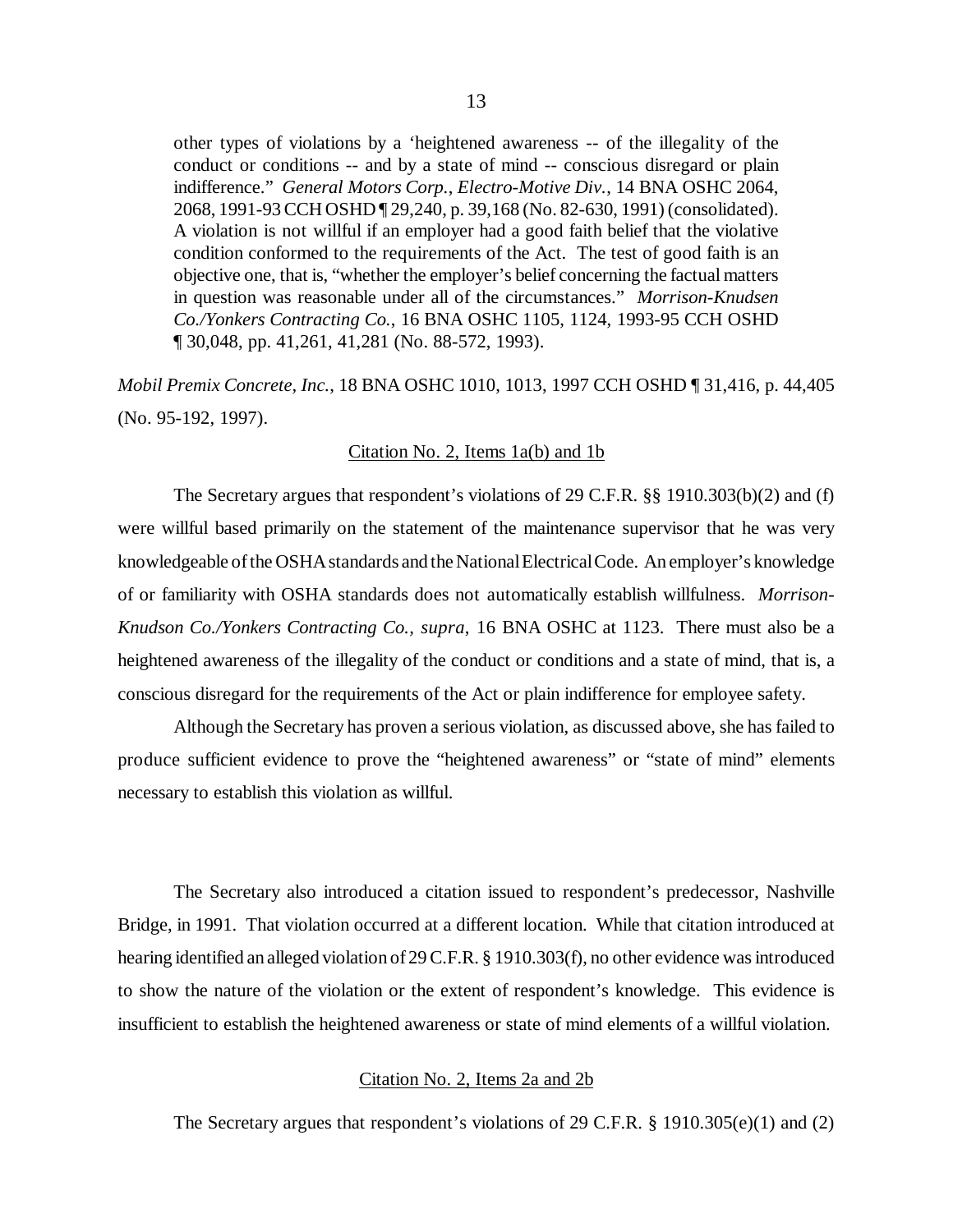> other types of violations by a 'heightened awareness -- of the illegality of the conduct or conditions -- and by a state of mind -- conscious disregard or plain indifference." *General Motors Corp., Electro-Motive Div.*, 14 BNA OSHC 2064, 2068, 1991-93 CCH OSHD ¶ 29,240, p. 39,168 (No. 82-630, 1991) (consolidated). A violation is not willful if an employer had a good faith belief that the violative condition conformed to the requirements of the Act. The test of good faith is an objective one, that is, "whether the employer's belief concerning the factual matters in question was reasonable under all of the circumstances." *Morrison-Knudsen Co./Yonkers Contracting Co.*, 16 BNA OSHC 1105, 1124, 1993-95 CCH OSHD ¶ 30,048, pp. 41,261, 41,281 (No. 88-572, 1993).

*Mobil Premix Concrete, Inc.*, 18 BNA OSHC 1010, 1013, 1997 CCH OSHD ¶ 31,416, p. 44,405 (No. 95-192, 1997).

Citation No. 2, Items 1a(b) and 1b

The Secretary argues that respondent's violations of 29 C.F.R. §§ 1910.303(b)(2) and (f) were willful based primarily on the statement of the maintenance supervisor that he was very knowledgeable of the OSHA standards and the National Electrical Code. An employer's knowledge of or familiarity with OSHA standards does not automatically establish willfulness. *Morrison-Knudson Co./Yonkers Contracting Co., supra*, 16 BNA OSHC at 1123. There must also be a heightened awareness of the illegality of the conduct or conditions and a state of mind, that is, a conscious disregard for the requirements of the Act or plain indifference for employee safety.

Although the Secretary has proven a serious violation, as discussed above, she has failed to produce sufficient evidence to prove the "heightened awareness" or "state of mind" elements necessary to establish this violation as willful.

The Secretary also introduced a citation issued to respondent's predecessor, Nashville Bridge, in 1991. That violation occurred at a different location. While that citation introduced at hearing identified an alleged violation of 29 C.F.R. § 1910.303(f), no other evidence was introduced to show the nature of the violation or the extent of respondent's knowledge. This evidence is insufficient to establish the heightened awareness or state of mind elements of a willful violation.

Citation No. 2, Items 2a and 2b

The Secretary argues that respondent's violations of 29 C.F.R. § 1910.305(e)(1) and (2)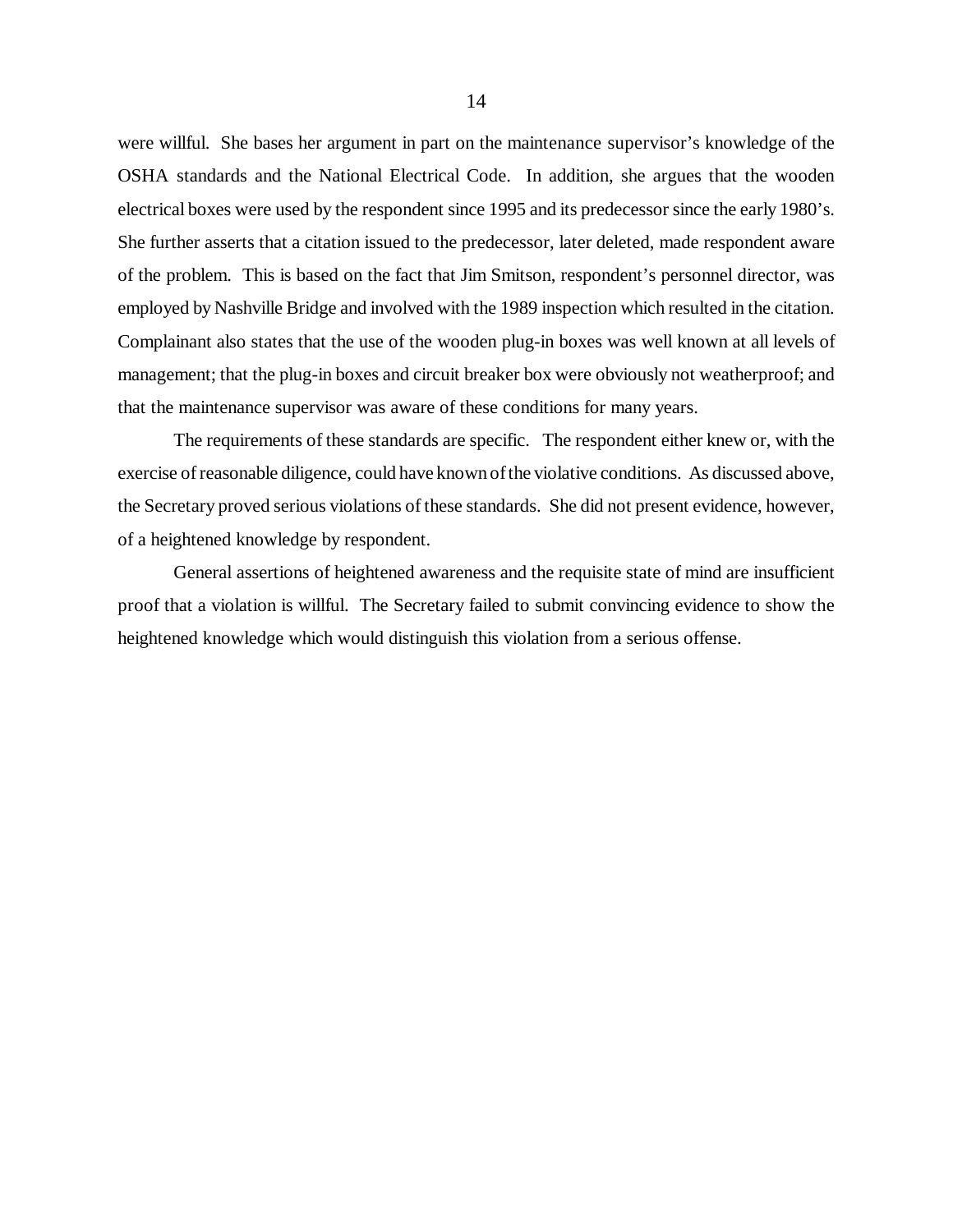were willful. She bases her argument in part on the maintenance supervisor's knowledge of the OSHA standards and the National Electrical Code. In addition, she argues that the wooden electrical boxes were used by the respondent since 1995 and its predecessor since the early 1980's. She further asserts that a citation issued to the predecessor, later deleted, made respondent aware of the problem. This is based on the fact that Jim Smitson, respondent's personnel director, was employed by Nashville Bridge and involved with the 1989 inspection which resulted in the citation. Complainant also states that the use of the wooden plug-in boxes was well known at all levels of management; that the plug-in boxes and circuit breaker box were obviously not weatherproof; and that the maintenance supervisor was aware of these conditions for many years.

The requirements of these standards are specific. The respondent either knew or, with the exercise of reasonable diligence, could have known of the violative conditions. As discussed above, the Secretary proved serious violations of these standards. She did not present evidence, however, of a heightened knowledge by respondent.

General assertions of heightened awareness and the requisite state of mind are insufficient proof that a violation is willful. The Secretary failed to submit convincing evidence to show the heightened knowledge which would distinguish this violation from a serious offense.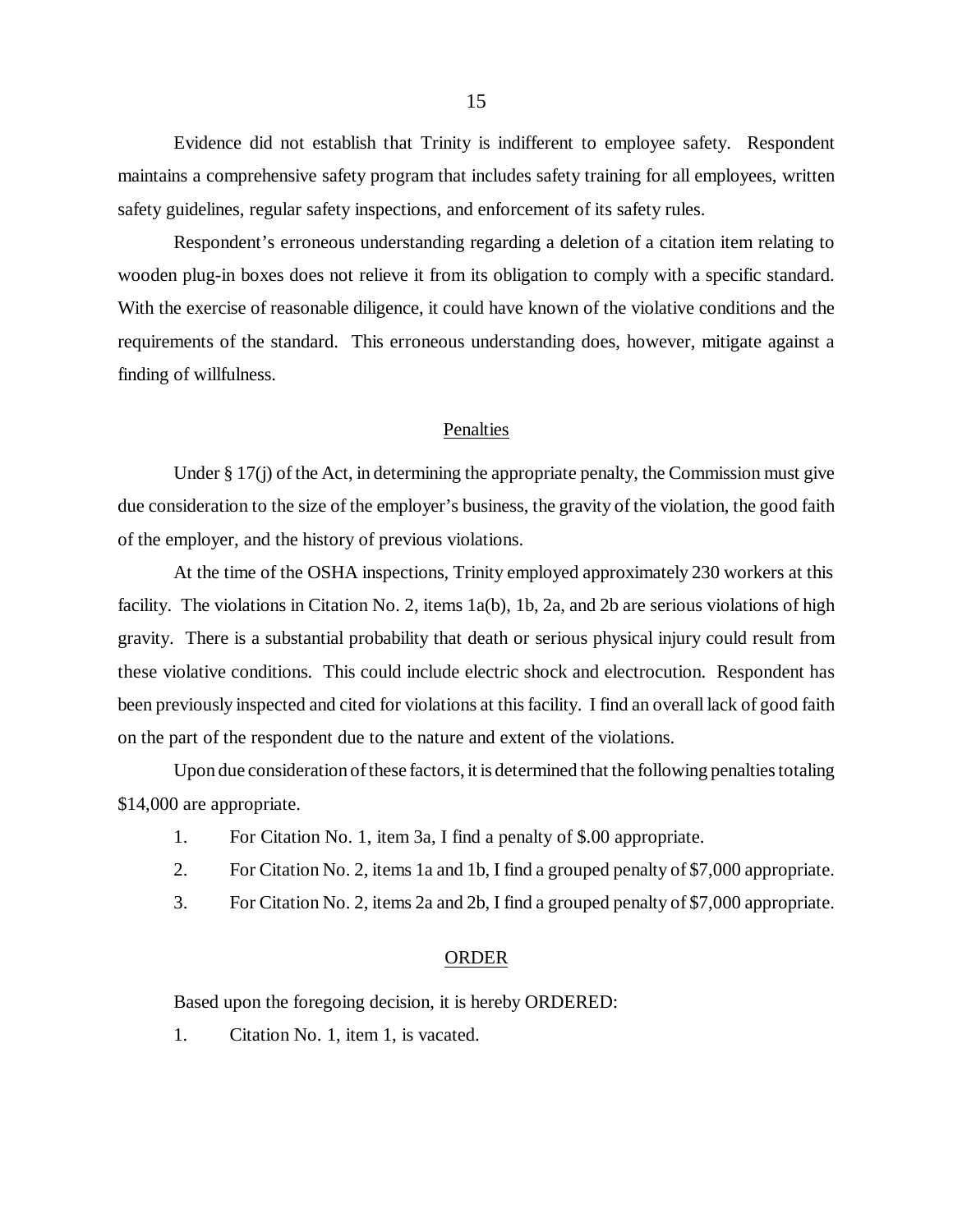Evidence did not establish that Trinity is indifferent to employee safety. Respondent maintains a comprehensive safety program that includes safety training for all employees, written safety guidelines, regular safety inspections, and enforcement of its safety rules.

Respondent's erroneous understanding regarding a deletion of a citation item relating to wooden plug-in boxes does not relieve it from its obligation to comply with a specific standard. With the exercise of reasonable diligence, it could have known of the violative conditions and the requirements of the standard. This erroneous understanding does, however, mitigate against a finding of willfulness.

## Penalties

Under § 17(j) of the Act, in determining the appropriate penalty, the Commission must give due consideration to the size of the employer's business, the gravity of the violation, the good faith of the employer, and the history of previous violations.

At the time of the OSHA inspections, Trinity employed approximately 230 workers at this facility. The violations in Citation No. 2, items 1a(b), 1b, 2a, and 2b are serious violations of high gravity. There is a substantial probability that death or serious physical injury could result from these violative conditions. This could include electric shock and electrocution. Respondent has been previously inspected and cited for violations at this facility. I find an overall lack of good faith on the part of the respondent due to the nature and extent of the violations.

Upon due consideration of these factors, it is determined that the following penalties totaling $14,000 are appropriate.

1. For Citation No. 1, item 3a, I find a penalty of $.00 appropriate.
2. For Citation No. 2, items 1a and 1b, I find a grouped penalty of $7,000 appropriate.
3. For Citation No. 2, items 2a and 2b, I find a grouped penalty of $7,000 appropriate.

## ORDER

Based upon the foregoing decision, it is hereby ORDERED:

1. Citation No. 1, item 1, is vacated.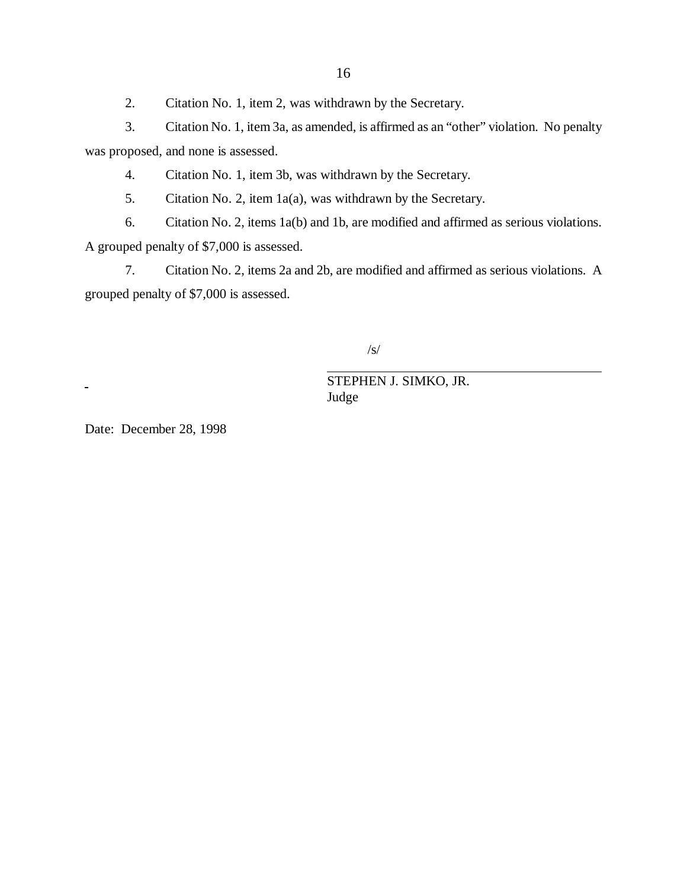2. Citation No. 1, item 2, was withdrawn by the Secretary.

3. Citation No. 1, item 3a, as amended, is affirmed as an "other" violation. No penalty was proposed, and none is assessed.

4. Citation No. 1, item 3b, was withdrawn by the Secretary.

5. Citation No. 2, item 1a(a), was withdrawn by the Secretary.

6. Citation No. 2, items 1a(b) and 1b, are modified and affirmed as serious violations. A grouped penalty of $7,000 is assessed.

7. Citation No. 2, items 2a and 2b, are modified and affirmed as serious violations. A grouped penalty of $7,000 is assessed.

/s/

STEPHEN J. SIMKO, JR.
Judge

Date: December 28, 1998